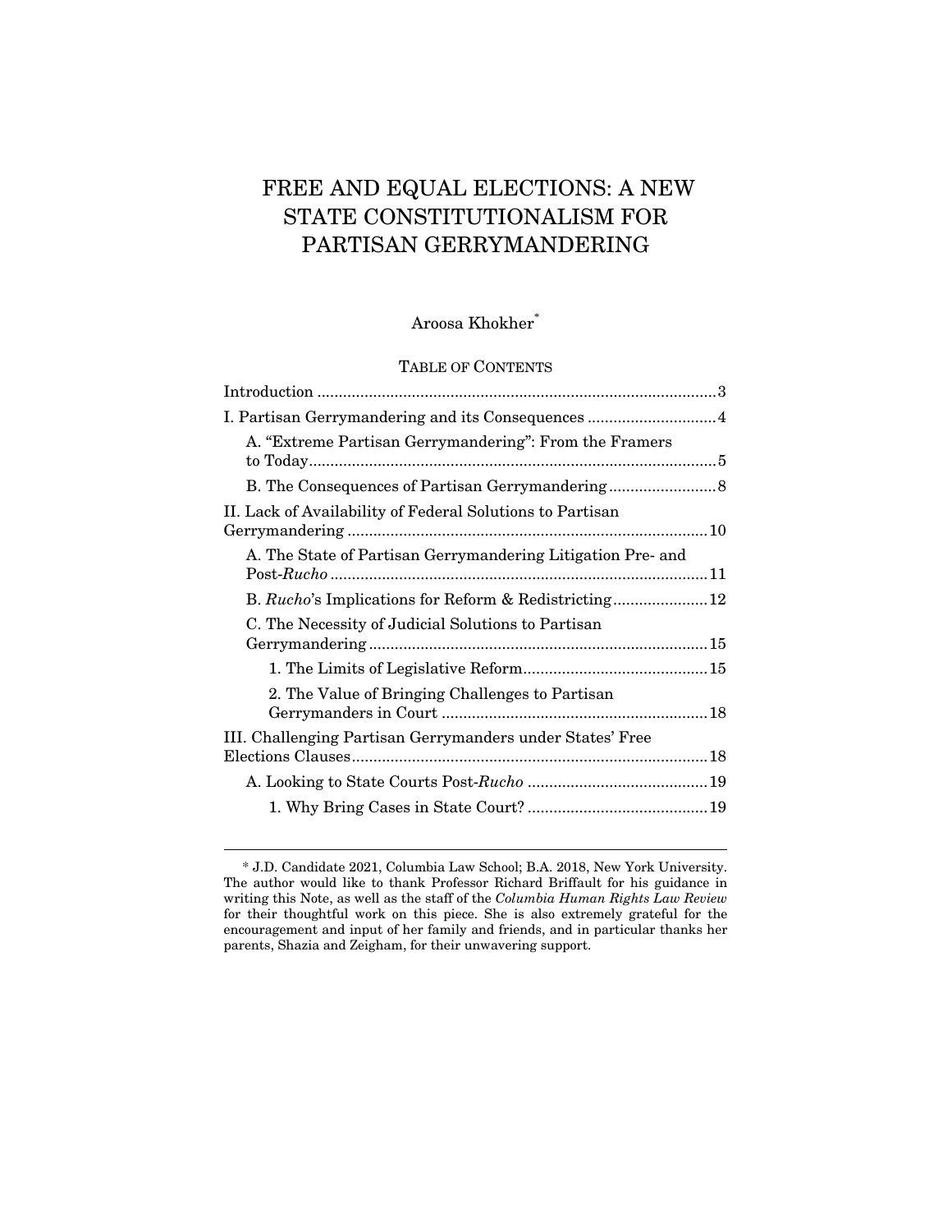# FREE AND EQUAL ELECTIONS: A NEW STATE CONSTITUTIONALISM FOR PARTISAN GERRYMANDERING

Aroosa Khokher[*]

TABLE OF CONTENTS

Introduction ..... 3

I. Partisan Gerrymandering and its Consequences ..... 4

- A. "Extreme Partisan Gerrymandering": From the Framers to Today ..... 5
- B. The Consequences of Partisan Gerrymandering ..... 8

II. Lack of Availability of Federal Solutions to Partisan Gerrymandering ..... 10

- A. The State of Partisan Gerrymandering Litigation Pre- and Post-*Rucho* ..... 11
- B. *Rucho*'s Implications for Reform & Redistricting ..... 12
- C. The Necessity of Judicial Solutions to Partisan Gerrymandering ..... 15
  - 1. The Limits of Legislative Reform ..... 15
  - 2. The Value of Bringing Challenges to Partisan Gerrymanders in Court ..... 18

III. Challenging Partisan Gerrymanders under States' Free Elections Clauses ..... 18

- A. Looking to State Courts Post-*Rucho* ..... 19
  - 1. Why Bring Cases in State Court? ..... 19

---

[*] J.D. Candidate 2021, Columbia Law School; B.A. 2018, New York University. The author would like to thank Professor Richard Briffault for his guidance in writing this Note, as well as the staff of the *Columbia Human Rights Law Review* for their thoughtful work on this piece. She is also extremely grateful for the encouragement and input of her family and friends, and in particular thanks her parents, Shazia and Zeigham, for their unwavering support.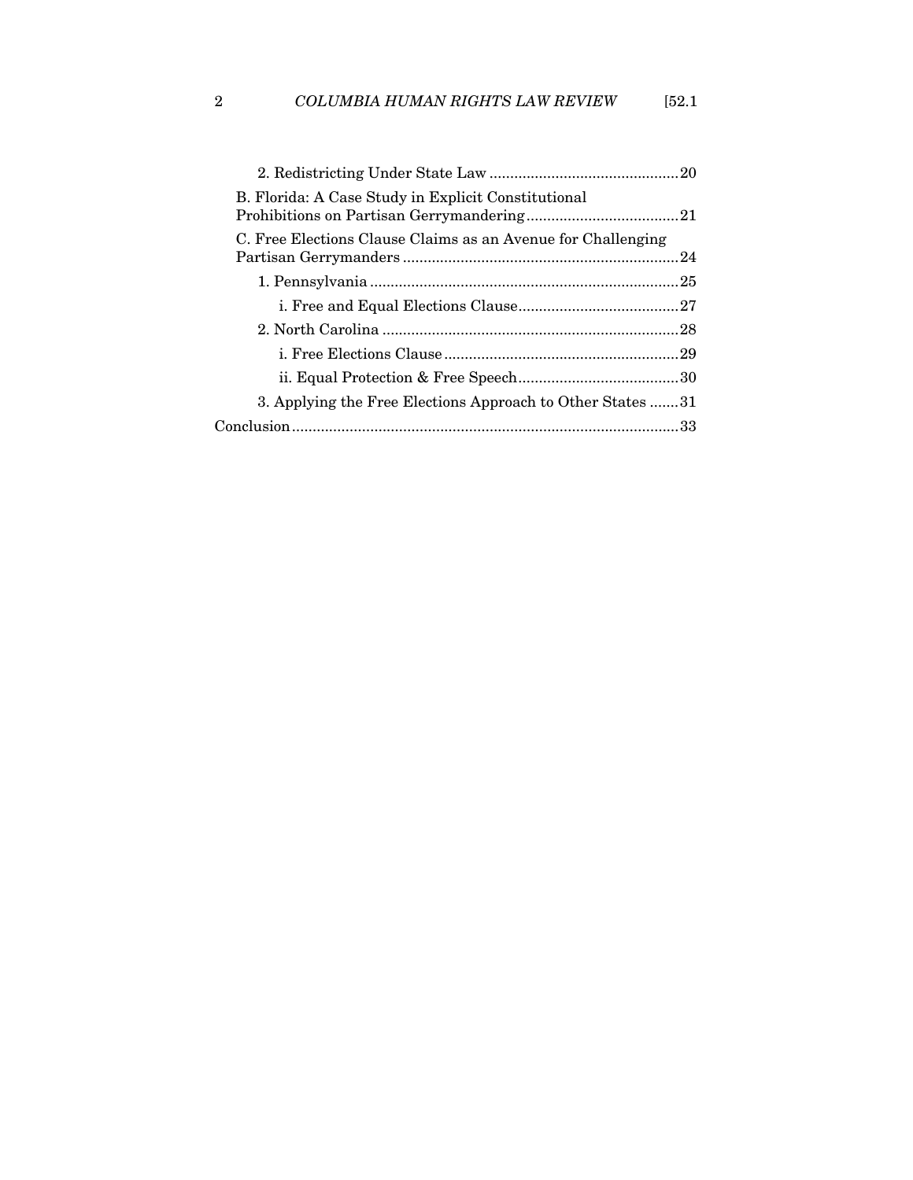2. Redistricting Under State Law ........................................ 20

B. Florida: A Case Study in Explicit Constitutional Prohibitions on Partisan Gerrymandering ........................................ 21

C. Free Elections Clause Claims as an Avenue for Challenging Partisan Gerrymanders ........................................ 24

1. Pennsylvania ........................................ 25

i. Free and Equal Elections Clause ........................................ 27

2. North Carolina ........................................ 28

i. Free Elections Clause ........................................ 29

ii. Equal Protection & Free Speech ........................................ 30

3. Applying the Free Elections Approach to Other States ........................................ 31

Conclusion ........................................ 33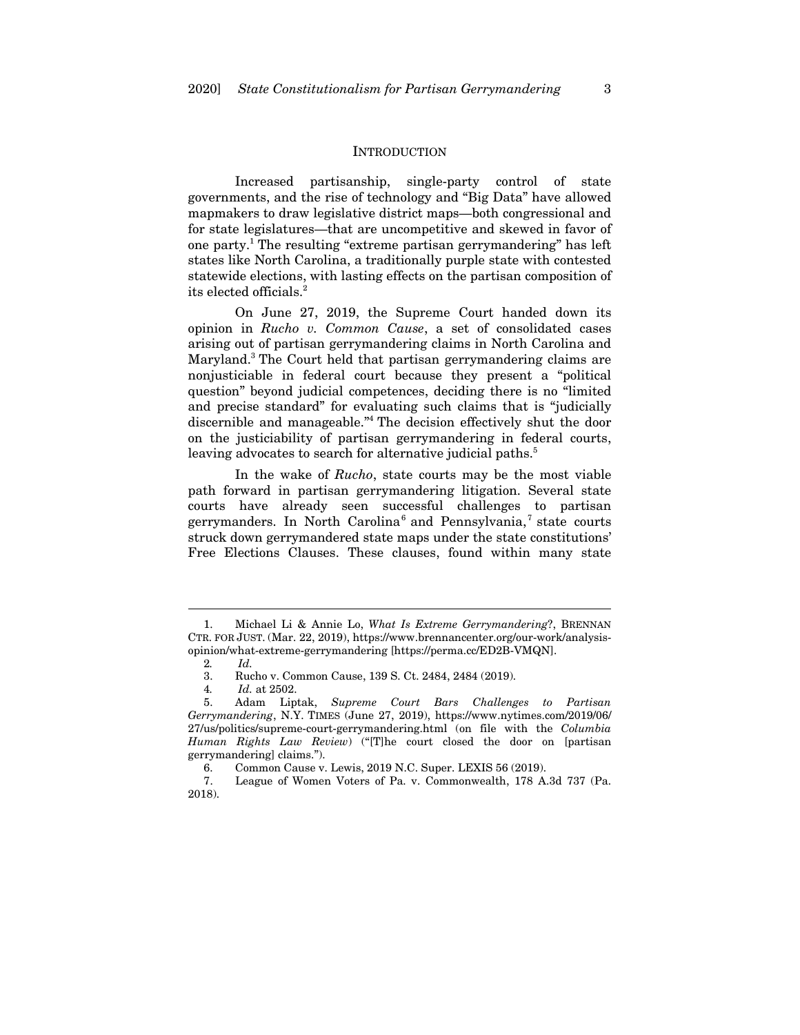## INTRODUCTION

Increased partisanship, single-party control of state governments, and the rise of technology and "Big Data" have allowed mapmakers to draw legislative district maps—both congressional and for state legislatures—that are uncompetitive and skewed in favor of one party.[1] The resulting "extreme partisan gerrymandering" has left states like North Carolina, a traditionally purple state with contested statewide elections, with lasting effects on the partisan composition of its elected officials.[2]

On June 27, 2019, the Supreme Court handed down its opinion in *Rucho v. Common Cause*, a set of consolidated cases arising out of partisan gerrymandering claims in North Carolina and Maryland.[3] The Court held that partisan gerrymandering claims are nonjusticiable in federal court because they present a "political question" beyond judicial competences, deciding there is no "limited and precise standard" for evaluating such claims that is "judicially discernible and manageable."[4] The decision effectively shut the door on the justiciability of partisan gerrymandering in federal courts, leaving advocates to search for alternative judicial paths.[5]

In the wake of *Rucho*, state courts may be the most viable path forward in partisan gerrymandering litigation. Several state courts have already seen successful challenges to partisan gerrymanders. In North Carolina[6] and Pennsylvania,[7] state courts struck down gerrymandered state maps under the state constitutions' Free Elections Clauses. These clauses, found within many state

---

1. Michael Li & Annie Lo, *What Is Extreme Gerrymandering?*, BRENNAN CTR. FOR JUST. (Mar. 22, 2019), https://www.brennancenter.org/our-work/analysis-opinion/what-extreme-gerrymandering [https://perma.cc/ED2B-VMQN].

2. *Id.*

3. Rucho v. Common Cause, 139 S. Ct. 2484, 2484 (2019).

4. *Id.* at 2502.

5. Adam Liptak, *Supreme Court Bars Challenges to Partisan Gerrymandering*, N.Y. TIMES (June 27, 2019), https://www.nytimes.com/2019/06/27/us/politics/supreme-court-gerrymandering.html (on file with the *Columbia Human Rights Law Review*) ("[T]he court closed the door on [partisan gerrymandering] claims.").

6. Common Cause v. Lewis, 2019 N.C. Super. LEXIS 56 (2019).

7. League of Women Voters of Pa. v. Commonwealth, 178 A.3d 737 (Pa. 2018).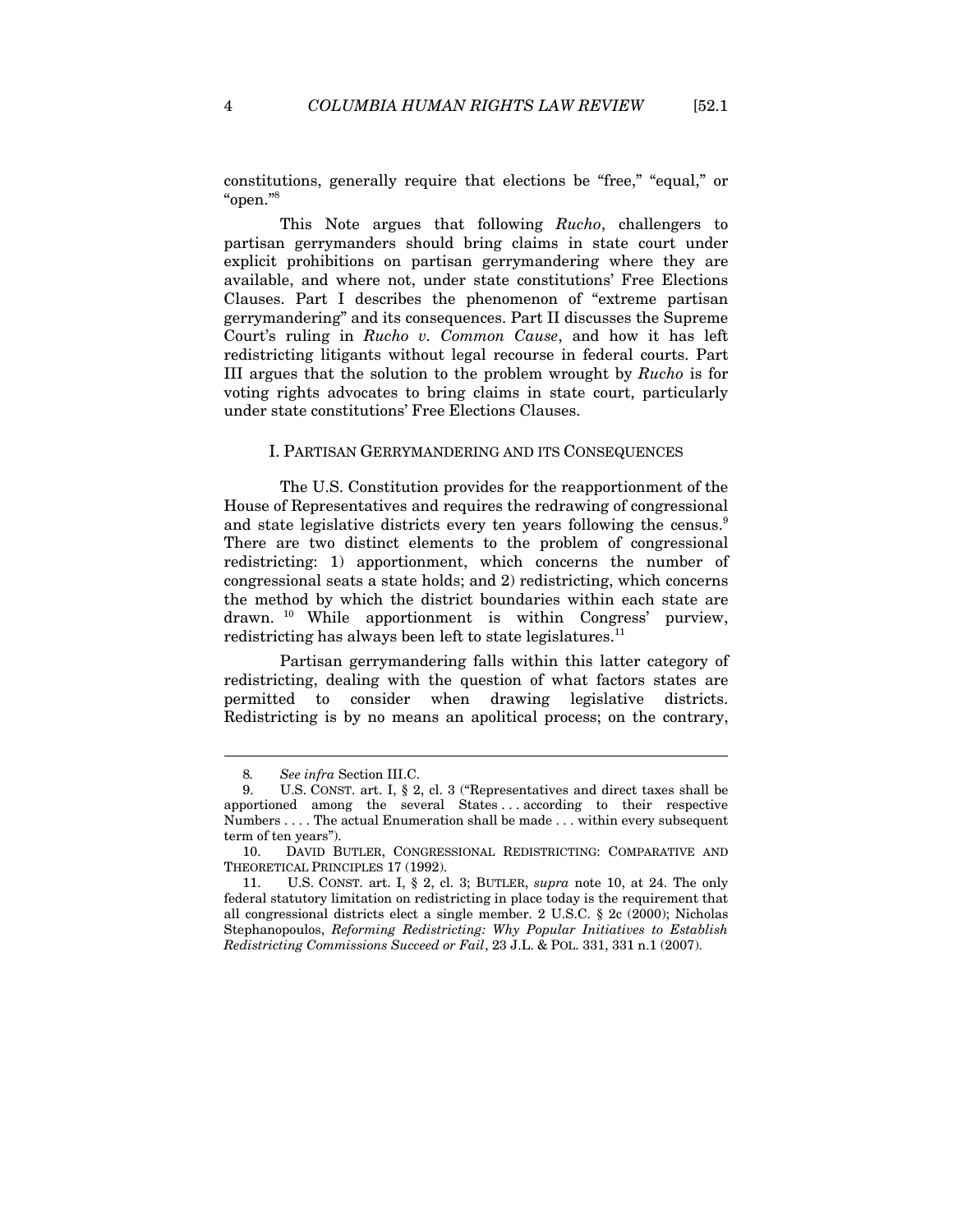constitutions, generally require that elections be "free," "equal," or "open."[8]

This Note argues that following *Rucho*, challengers to partisan gerrymanders should bring claims in state court under explicit prohibitions on partisan gerrymandering where they are available, and where not, under state constitutions' Free Elections Clauses. Part I describes the phenomenon of "extreme partisan gerrymandering" and its consequences. Part II discusses the Supreme Court's ruling in *Rucho v. Common Cause*, and how it has left redistricting litigants without legal recourse in federal courts. Part III argues that the solution to the problem wrought by *Rucho* is for voting rights advocates to bring claims in state court, particularly under state constitutions' Free Elections Clauses.

## I. PARTISAN GERRYMANDERING AND ITS CONSEQUENCES

The U.S. Constitution provides for the reapportionment of the House of Representatives and requires the redrawing of congressional and state legislative districts every ten years following the census.[9] There are two distinct elements to the problem of congressional redistricting: 1) apportionment, which concerns the number of congressional seats a state holds; and 2) redistricting, which concerns the method by which the district boundaries within each state are drawn.[10] While apportionment is within Congress' purview, redistricting has always been left to state legislatures.[11]

Partisan gerrymandering falls within this latter category of redistricting, dealing with the question of what factors states are permitted to consider when drawing legislative districts. Redistricting is by no means an apolitical process; on the contrary,

---

8. *See infra* Section III.C.

9. U.S. CONST. art. I, § 2, cl. 3 ("Representatives and direct taxes shall be apportioned among the several States . . . according to their respective Numbers . . . . The actual Enumeration shall be made . . . within every subsequent term of ten years").

10. DAVID BUTLER, CONGRESSIONAL REDISTRICTING: COMPARATIVE AND THEORETICAL PRINCIPLES 17 (1992).

11. U.S. CONST. art. I, § 2, cl. 3; BUTLER, *supra* note 10, at 24. The only federal statutory limitation on redistricting in place today is the requirement that all congressional districts elect a single member. 2 U.S.C. § 2c (2000); Nicholas Stephanopoulos, *Reforming Redistricting: Why Popular Initiatives to Establish Redistricting Commissions Succeed or Fail*, 23 J.L. & POL. 331, 331 n.1 (2007).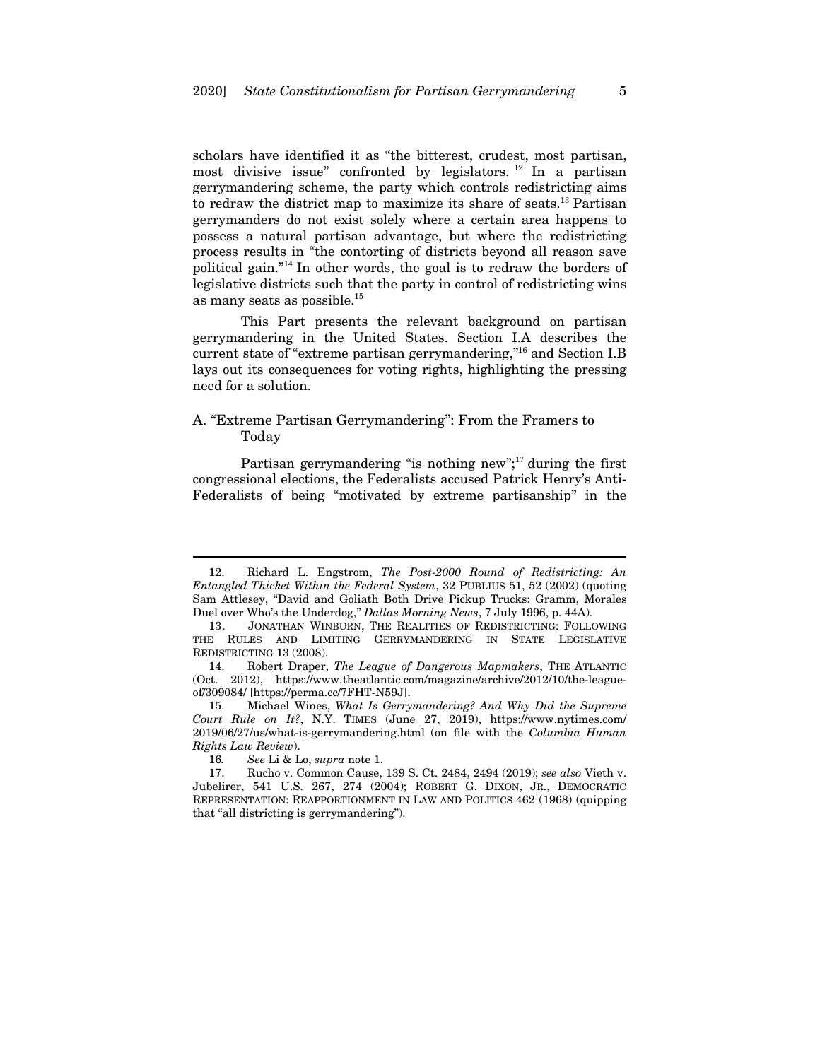scholars have identified it as "the bitterest, crudest, most partisan, most divisive issue" confronted by legislators.[12] In a partisan gerrymandering scheme, the party which controls redistricting aims to redraw the district map to maximize its share of seats.[13] Partisan gerrymanders do not exist solely where a certain area happens to possess a natural partisan advantage, but where the redistricting process results in "the contorting of districts beyond all reason save political gain."[14] In other words, the goal is to redraw the borders of legislative districts such that the party in control of redistricting wins as many seats as possible.[15]

This Part presents the relevant background on partisan gerrymandering in the United States. Section I.A describes the current state of "extreme partisan gerrymandering,"[16] and Section I.B lays out its consequences for voting rights, highlighting the pressing need for a solution.

## A. "Extreme Partisan Gerrymandering": From the Framers to Today

Partisan gerrymandering "is nothing new";[17] during the first congressional elections, the Federalists accused Patrick Henry's Anti-Federalists of being "motivated by extreme partisanship" in the

---

12. Richard L. Engstrom, *The Post-2000 Round of Redistricting: An Entangled Thicket Within the Federal System*, 32 PUBLIUS 51, 52 (2002) (quoting Sam Attlesey, "David and Goliath Both Drive Pickup Trucks: Gramm, Morales Duel over Who's the Underdog," *Dallas Morning News*, 7 July 1996, p. 44A).

13. JONATHAN WINBURN, THE REALITIES OF REDISTRICTING: FOLLOWING THE RULES AND LIMITING GERRYMANDERING IN STATE LEGISLATIVE REDISTRICTING 13 (2008).

14. Robert Draper, *The League of Dangerous Mapmakers*, THE ATLANTIC (Oct. 2012), https://www.theatlantic.com/magazine/archive/2012/10/the-league-of/309084/ [https://perma.cc/7FHT-N59J].

15. Michael Wines, *What Is Gerrymandering? And Why Did the Supreme Court Rule on It?*, N.Y. TIMES (June 27, 2019), https://www.nytimes.com/2019/06/27/us/what-is-gerrymandering.html (on file with the *Columbia Human Rights Law Review*).

16. *See* Li & Lo, *supra* note 1.

17. Rucho v. Common Cause, 139 S. Ct. 2484, 2494 (2019); *see also* Vieth v. Jubelirer, 541 U.S. 267, 274 (2004); ROBERT G. DIXON, JR., DEMOCRATIC REPRESENTATION: REAPPORTIONMENT IN LAW AND POLITICS 462 (1968) (quipping that "all districting is gerrymandering").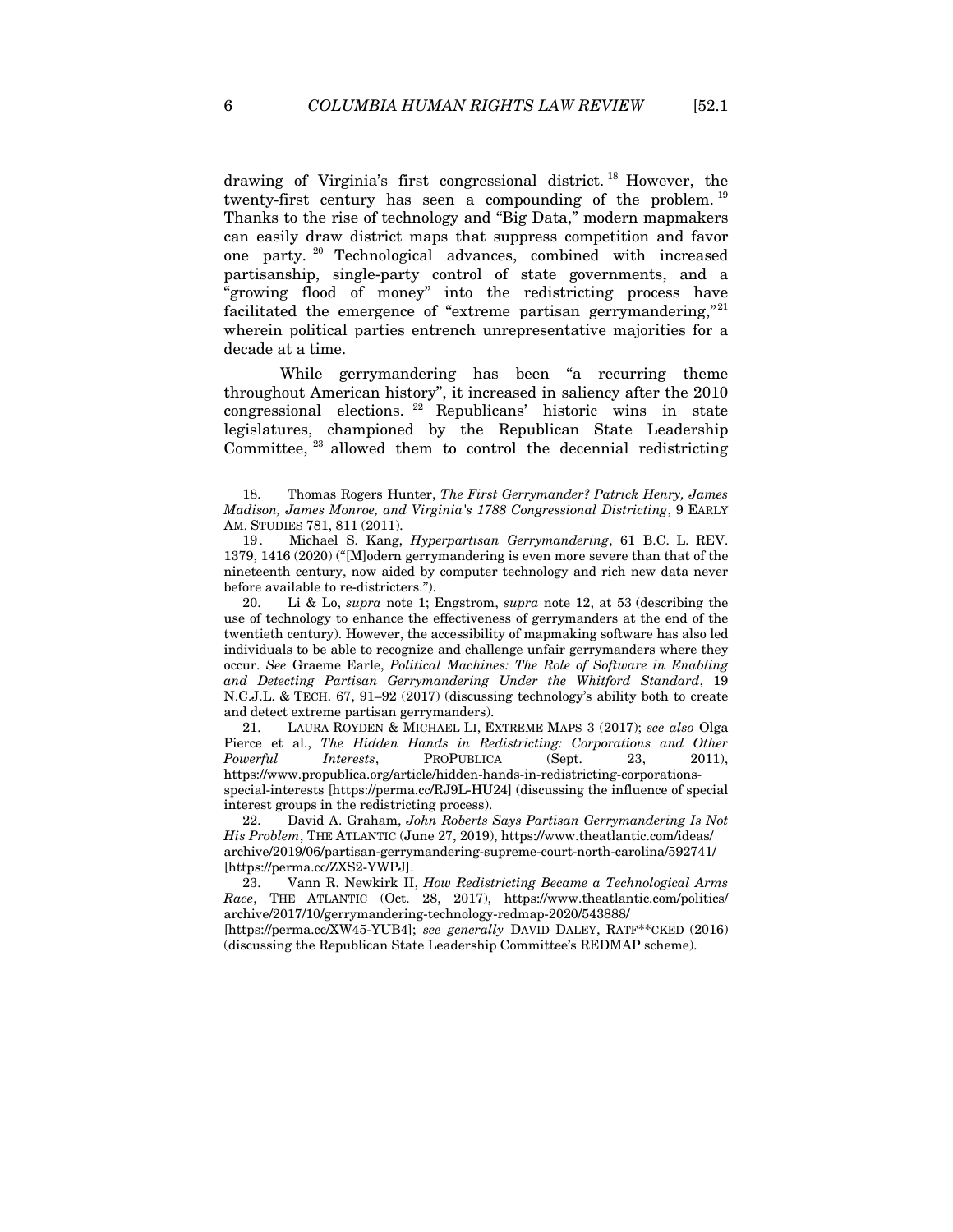drawing of Virginia's first congressional district.[18] However, the twenty-first century has seen a compounding of the problem.[19] Thanks to the rise of technology and "Big Data," modern mapmakers can easily draw district maps that suppress competition and favor one party.[20] Technological advances, combined with increased partisanship, single-party control of state governments, and a "growing flood of money" into the redistricting process have facilitated the emergence of "extreme partisan gerrymandering,"[21] wherein political parties entrench unrepresentative majorities for a decade at a time.

While gerrymandering has been "a recurring theme throughout American history", it increased in saliency after the 2010 congressional elections.[22] Republicans' historic wins in state legislatures, championed by the Republican State Leadership Committee,[23] allowed them to control the decennial redistricting

---

18. Thomas Rogers Hunter, *The First Gerrymander? Patrick Henry, James Madison, James Monroe, and Virginia's 1788 Congressional Districting*, 9 EARLY AM. STUDIES 781, 811 (2011).

19. Michael S. Kang, *Hyperpartisan Gerrymandering*, 61 B.C. L. REV. 1379, 1416 (2020) ("[M]odern gerrymandering is even more severe than that of the nineteenth century, now aided by computer technology and rich new data never before available to re-districters.").

20. Li & Lo, *supra* note 1; Engstrom, *supra* note 12, at 53 (describing the use of technology to enhance the effectiveness of gerrymanders at the end of the twentieth century). However, the accessibility of mapmaking software has also led individuals to be able to recognize and challenge unfair gerrymanders where they occur. *See* Graeme Earle, *Political Machines: The Role of Software in Enabling and Detecting Partisan Gerrymandering Under the Whitford Standard*, 19 N.C.J.L. & TECH. 67, 91–92 (2017) (discussing technology's ability both to create and detect extreme partisan gerrymanders).

21. LAURA ROYDEN & MICHAEL LI, EXTREME MAPS 3 (2017); *see also* Olga Pierce et al., *The Hidden Hands in Redistricting: Corporations and Other Powerful Interests*, PROPUBLICA (Sept. 23, 2011), https://www.propublica.org/article/hidden-hands-in-redistricting-corporations-special-interests [https://perma.cc/RJ9L-HU24] (discussing the influence of special interest groups in the redistricting process).

22. David A. Graham, *John Roberts Says Partisan Gerrymandering Is Not His Problem*, THE ATLANTIC (June 27, 2019), https://www.theatlantic.com/ideas/archive/2019/06/partisan-gerrymandering-supreme-court-north-carolina/592741/ [https://perma.cc/ZXS2-YWPJ].

23. Vann R. Newkirk II, *How Redistricting Became a Technological Arms Race*, THE ATLANTIC (Oct. 28, 2017), https://www.theatlantic.com/politics/archive/2017/10/gerrymandering-technology-redmap-2020/543888/ [https://perma.cc/XW45-YUB4]; *see generally* DAVID DALEY, RATF**CKED (2016) (discussing the Republican State Leadership Committee's REDMAP scheme).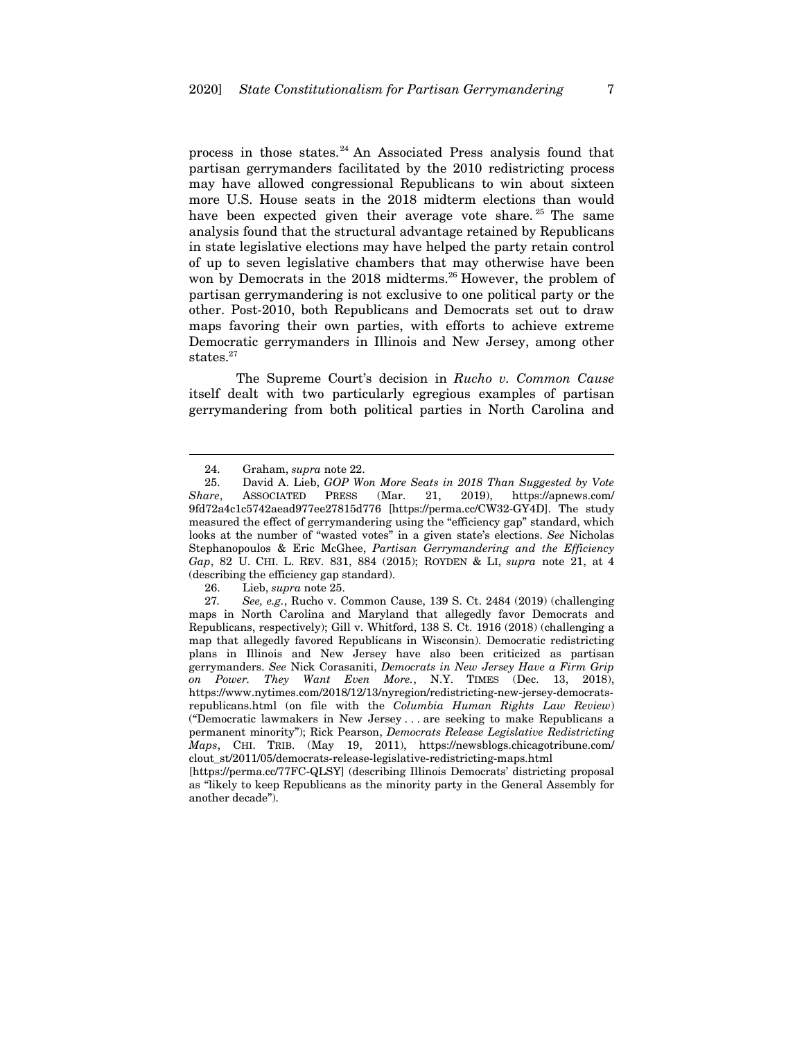process in those states.[24] An Associated Press analysis found that partisan gerrymanders facilitated by the 2010 redistricting process may have allowed congressional Republicans to win about sixteen more U.S. House seats in the 2018 midterm elections than would have been expected given their average vote share.[25] The same analysis found that the structural advantage retained by Republicans in state legislative elections may have helped the party retain control of up to seven legislative chambers that may otherwise have been won by Democrats in the 2018 midterms.[26] However, the problem of partisan gerrymandering is not exclusive to one political party or the other. Post-2010, both Republicans and Democrats set out to draw maps favoring their own parties, with efforts to achieve extreme Democratic gerrymanders in Illinois and New Jersey, among other states.[27]

The Supreme Court's decision in *Rucho v. Common Cause* itself dealt with two particularly egregious examples of partisan gerrymandering from both political parties in North Carolina and

---

24. Graham, *supra* note 22.

25. David A. Lieb, *GOP Won More Seats in 2018 Than Suggested by Vote Share*, ASSOCIATED PRESS (Mar. 21, 2019), https://apnews.com/9fd72a4c1c5742aead977ee27815d776 [https://perma.cc/CW32-GY4D]. The study measured the effect of gerrymandering using the "efficiency gap" standard, which looks at the number of "wasted votes" in a given state's elections. *See* Nicholas Stephanopoulos & Eric McGhee, *Partisan Gerrymandering and the Efficiency Gap*, 82 U. CHI. L. REV. 831, 884 (2015); ROYDEN & LI, *supra* note 21, at 4 (describing the efficiency gap standard).

26. Lieb, *supra* note 25.

27. *See, e.g.*, Rucho v. Common Cause, 139 S. Ct. 2484 (2019) (challenging maps in North Carolina and Maryland that allegedly favor Democrats and Republicans, respectively); Gill v. Whitford, 138 S. Ct. 1916 (2018) (challenging a map that allegedly favored Republicans in Wisconsin). Democratic redistricting plans in Illinois and New Jersey have also been criticized as partisan gerrymanders. *See* Nick Corasaniti, *Democrats in New Jersey Have a Firm Grip on Power. They Want Even More.*, N.Y. TIMES (Dec. 13, 2018), https://www.nytimes.com/2018/12/13/nyregion/redistricting-new-jersey-democrats-republicans.html (on file with the *Columbia Human Rights Law Review*) ("Democratic lawmakers in New Jersey . . . are seeking to make Republicans a permanent minority"); Rick Pearson, *Democrats Release Legislative Redistricting Maps*, CHI. TRIB. (May 19, 2011), https://newsblogs.chicagotribune.com/clout_st/2011/05/democrats-release-legislative-redistricting-maps.html [https://perma.cc/77FC-QLSY] (describing Illinois Democrats' districting proposal as "likely to keep Republicans as the minority party in the General Assembly for another decade").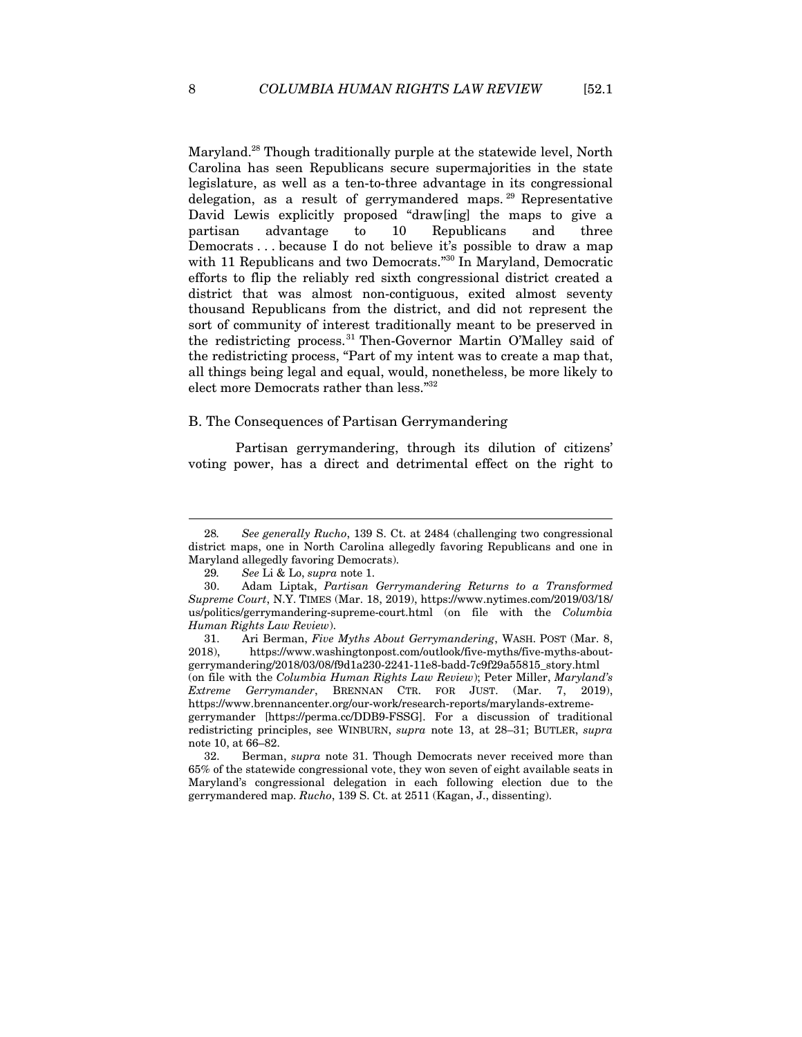Maryland.[28] Though traditionally purple at the statewide level, North Carolina has seen Republicans secure supermajorities in the state legislature, as well as a ten-to-three advantage in its congressional delegation, as a result of gerrymandered maps.[29] Representative David Lewis explicitly proposed "draw[ing] the maps to give a partisan advantage to 10 Republicans and three Democrats . . . because I do not believe it's possible to draw a map with 11 Republicans and two Democrats."[30] In Maryland, Democratic efforts to flip the reliably red sixth congressional district created a district that was almost non-contiguous, exited almost seventy thousand Republicans from the district, and did not represent the sort of community of interest traditionally meant to be preserved in the redistricting process.[31] Then-Governor Martin O'Malley said of the redistricting process, "Part of my intent was to create a map that, all things being legal and equal, would, nonetheless, be more likely to elect more Democrats rather than less."[32]

## B. The Consequences of Partisan Gerrymandering

Partisan gerrymandering, through its dilution of citizens' voting power, has a direct and detrimental effect on the right to

---

28. *See generally Rucho*, 139 S. Ct. at 2484 (challenging two congressional district maps, one in North Carolina allegedly favoring Republicans and one in Maryland allegedly favoring Democrats).

29. *See* Li & Lo, *supra* note 1.

30. Adam Liptak, *Partisan Gerrymandering Returns to a Transformed Supreme Court*, N.Y. TIMES (Mar. 18, 2019), https://www.nytimes.com/2019/03/18/us/politics/gerrymandering-supreme-court.html (on file with the *Columbia Human Rights Law Review*).

31. Ari Berman, *Five Myths About Gerrymandering*, WASH. POST (Mar. 8, 2018), https://www.washingtonpost.com/outlook/five-myths/five-myths-about-gerrymandering/2018/03/08/f9d1a230-2241-11e8-badd-7c9f29a55815_story.html (on file with the *Columbia Human Rights Law Review*); Peter Miller, *Maryland's Extreme Gerrymander*, BRENNAN CTR. FOR JUST. (Mar. 7, 2019), https://www.brennancenter.org/our-work/research-reports/marylands-extreme-gerrymander [https://perma.cc/DDB9-FSSG]. For a discussion of traditional redistricting principles, see WINBURN, *supra* note 13, at 28–31; BUTLER, *supra* note 10, at 66–82.

32. Berman, *supra* note 31. Though Democrats never received more than 65% of the statewide congressional vote, they won seven of eight available seats in Maryland's congressional delegation in each following election due to the gerrymandered map. *Rucho*, 139 S. Ct. at 2511 (Kagan, J., dissenting).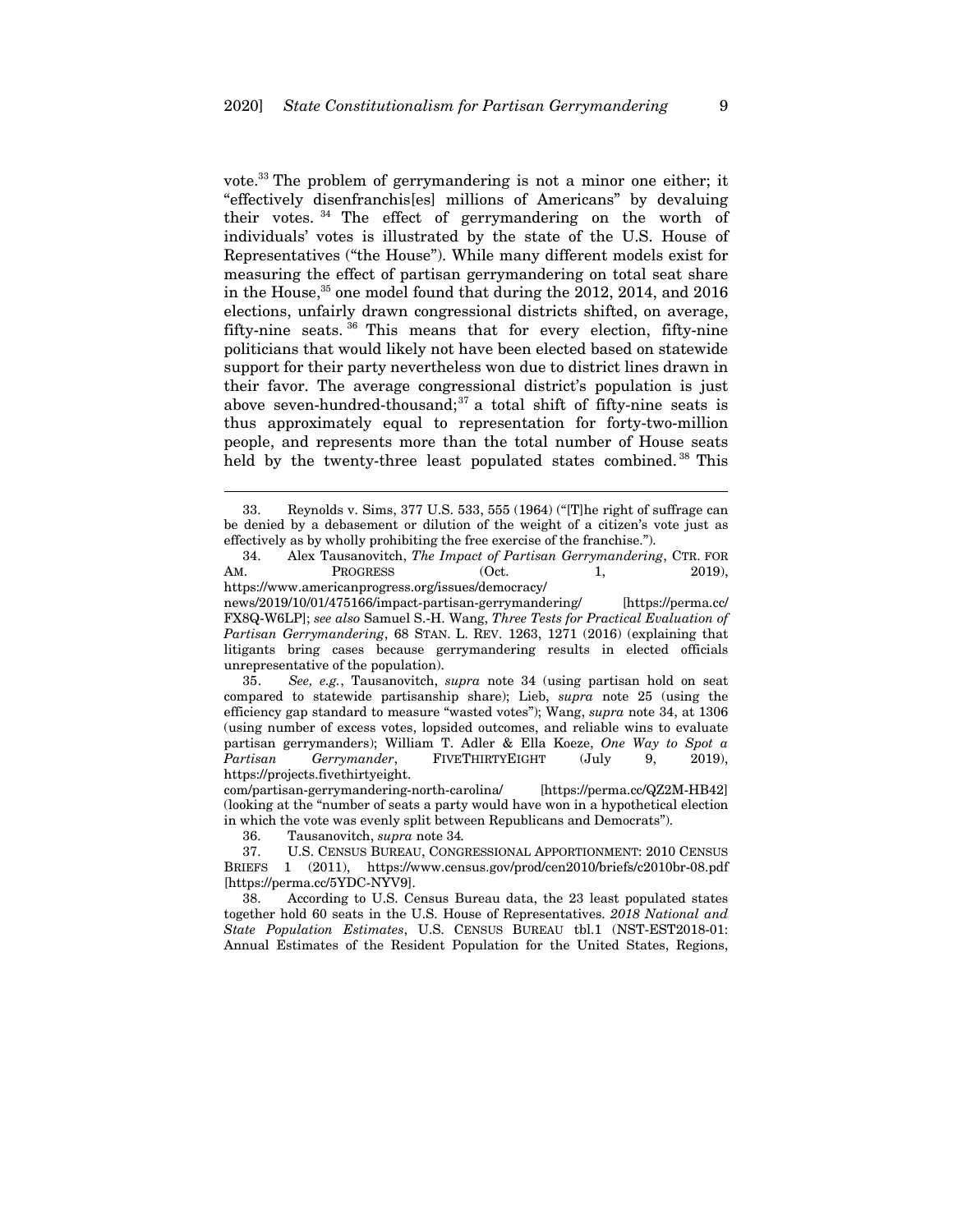vote.[33] The problem of gerrymandering is not a minor one either; it "effectively disenfranchis[es] millions of Americans" by devaluing their votes.[34] The effect of gerrymandering on the worth of individuals' votes is illustrated by the state of the U.S. House of Representatives ("the House"). While many different models exist for measuring the effect of partisan gerrymandering on total seat share in the House,[35] one model found that during the 2012, 2014, and 2016 elections, unfairly drawn congressional districts shifted, on average, fifty-nine seats.[36] This means that for every election, fifty-nine politicians that would likely not have been elected based on statewide support for their party nevertheless won due to district lines drawn in their favor. The average congressional district's population is just above seven-hundred-thousand;[37] a total shift of fifty-nine seats is thus approximately equal to representation for forty-two-million people, and represents more than the total number of House seats held by the twenty-three least populated states combined.[38] This

---

33. Reynolds v. Sims, 377 U.S. 533, 555 (1964) ("[T]he right of suffrage can be denied by a debasement or dilution of the weight of a citizen's vote just as effectively as by wholly prohibiting the free exercise of the franchise.").

34. Alex Tausanovitch, *The Impact of Partisan Gerrymandering*, CTR. FOR AM. PROGRESS (Oct. 1, 2019), https://www.americanprogress.org/issues/democracy/news/2019/10/01/475166/impact-partisan-gerrymandering/ [https://perma.cc/FX8Q-W6LP]; *see also* Samuel S.-H. Wang, *Three Tests for Practical Evaluation of Partisan Gerrymandering*, 68 STAN. L. REV. 1263, 1271 (2016) (explaining that litigants bring cases because gerrymandering results in elected officials unrepresentative of the population).

35. *See, e.g.*, Tausanovitch, *supra* note 34 (using partisan hold on seat compared to statewide partisanship share); Lieb, *supra* note 25 (using the efficiency gap standard to measure "wasted votes"); Wang, *supra* note 34, at 1306 (using number of excess votes, lopsided outcomes, and reliable wins to evaluate partisan gerrymanders); William T. Adler & Ella Koeze, *One Way to Spot a Partisan Gerrymander*, FIVETHIRTYEIGHT (July 9, 2019), https://projects.fivethirtyeight.com/partisan-gerrymandering-north-carolina/ [https://perma.cc/QZ2M-HB42] (looking at the "number of seats a party would have won in a hypothetical election in which the vote was evenly split between Republicans and Democrats").

36. Tausanovitch, *supra* note 34.

37. U.S. CENSUS BUREAU, CONGRESSIONAL APPORTIONMENT: 2010 CENSUS BRIEFS 1 (2011), https://www.census.gov/prod/cen2010/briefs/c2010br-08.pdf [https://perma.cc/5YDC-NYV9].

38. According to U.S. Census Bureau data, the 23 least populated states together hold 60 seats in the U.S. House of Representatives. *2018 National and State Population Estimates*, U.S. CENSUS BUREAU tbl.1 (NST-EST2018-01: Annual Estimates of the Resident Population for the United States, Regions,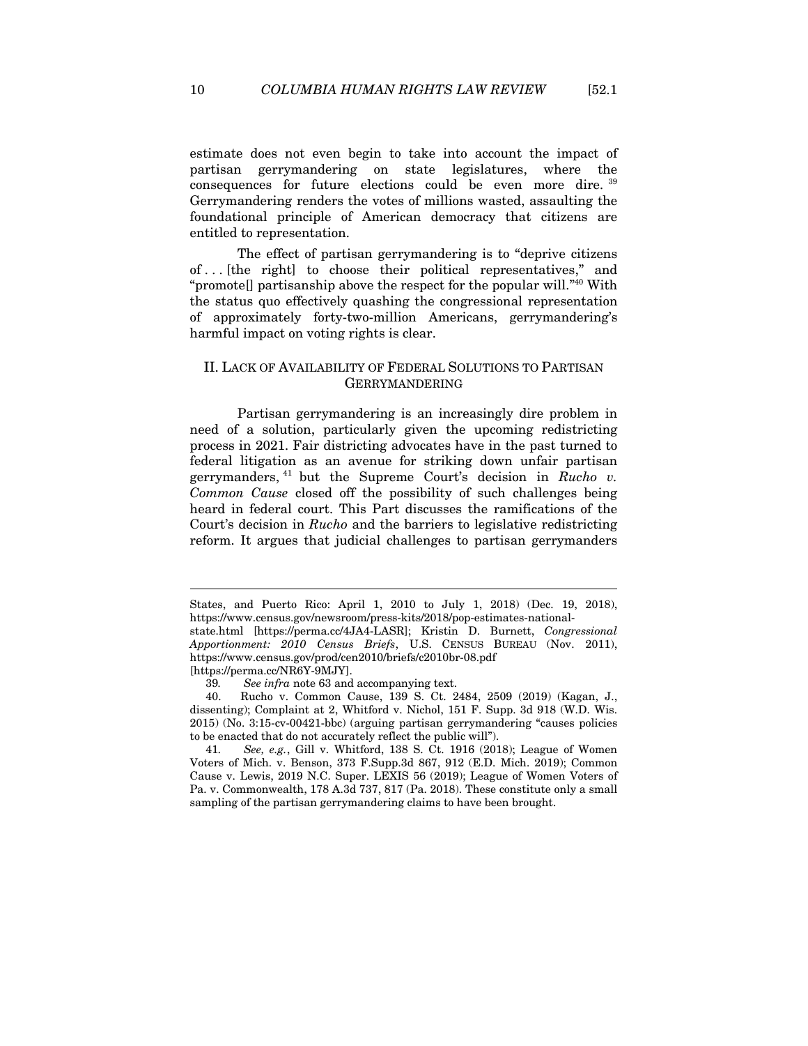estimate does not even begin to take into account the impact of partisan gerrymandering on state legislatures, where the consequences for future elections could be even more dire.[39] Gerrymandering renders the votes of millions wasted, assaulting the foundational principle of American democracy that citizens are entitled to representation.

The effect of partisan gerrymandering is to "deprive citizens of . . . [the right] to choose their political representatives," and "promote[] partisanship above the respect for the popular will."[40] With the status quo effectively quashing the congressional representation of approximately forty-two-million Americans, gerrymandering's harmful impact on voting rights is clear.

## II. LACK OF AVAILABILITY OF FEDERAL SOLUTIONS TO PARTISAN GERRYMANDERING

Partisan gerrymandering is an increasingly dire problem in need of a solution, particularly given the upcoming redistricting process in 2021. Fair districting advocates have in the past turned to federal litigation as an avenue for striking down unfair partisan gerrymanders,[41] but the Supreme Court's decision in *Rucho v. Common Cause* closed off the possibility of such challenges being heard in federal court. This Part discusses the ramifications of the Court's decision in *Rucho* and the barriers to legislative redistricting reform. It argues that judicial challenges to partisan gerrymanders

---

States, and Puerto Rico: April 1, 2010 to July 1, 2018) (Dec. 19, 2018), https://www.census.gov/newsroom/press-kits/2018/pop-estimates-national-state.html [https://perma.cc/4JA4-LASR]; Kristin D. Burnett, *Congressional Apportionment: 2010 Census Briefs*, U.S. CENSUS BUREAU (Nov. 2011), https://www.census.gov/prod/cen2010/briefs/c2010br-08.pdf [https://perma.cc/NR6Y-9MJY].

39. *See infra* note 63 and accompanying text.

40. Rucho v. Common Cause, 139 S. Ct. 2484, 2509 (2019) (Kagan, J., dissenting); Complaint at 2, Whitford v. Nichol, 151 F. Supp. 3d 918 (W.D. Wis. 2015) (No. 3:15-cv-00421-bbc) (arguing partisan gerrymandering "causes policies to be enacted that do not accurately reflect the public will").

41. *See, e.g.*, Gill v. Whitford, 138 S. Ct. 1916 (2018); League of Women Voters of Mich. v. Benson, 373 F.Supp.3d 867, 912 (E.D. Mich. 2019); Common Cause v. Lewis, 2019 N.C. Super. LEXIS 56 (2019); League of Women Voters of Pa. v. Commonwealth, 178 A.3d 737, 817 (Pa. 2018). These constitute only a small sampling of the partisan gerrymandering claims to have been brought.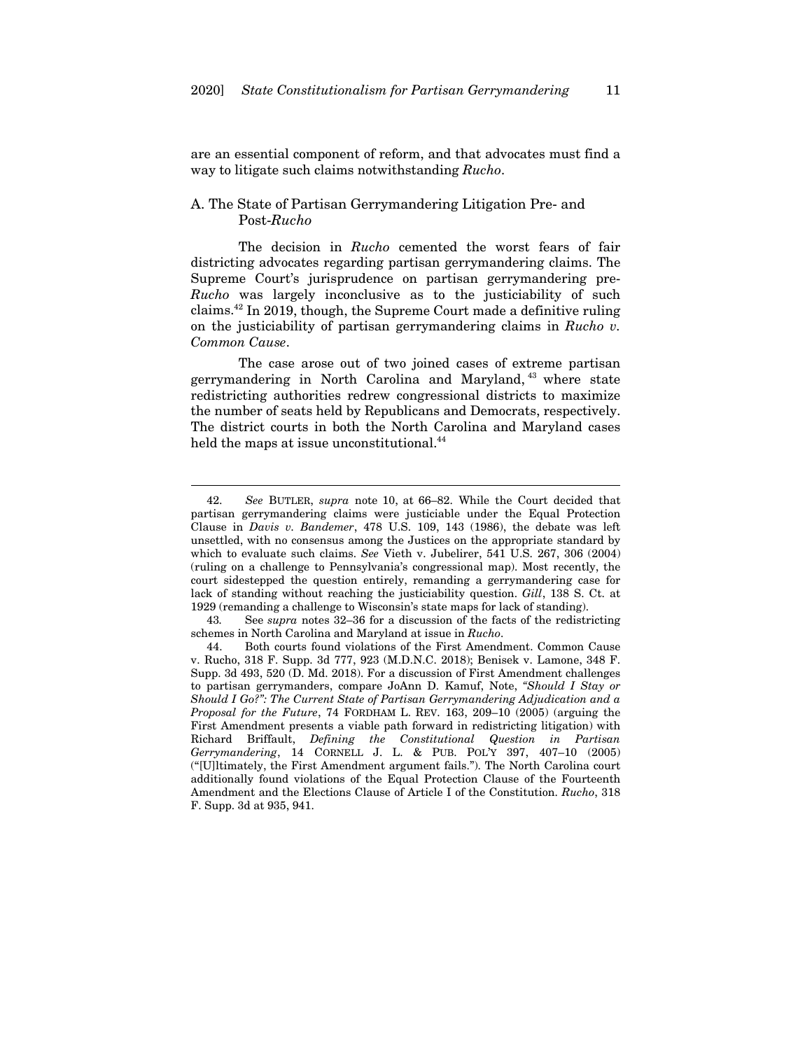are an essential component of reform, and that advocates must find a way to litigate such claims notwithstanding *Rucho*.

### A. The State of Partisan Gerrymandering Litigation Pre- and Post-*Rucho*

The decision in *Rucho* cemented the worst fears of fair districting advocates regarding partisan gerrymandering claims. The Supreme Court's jurisprudence on partisan gerrymandering pre-*Rucho* was largely inconclusive as to the justiciability of such claims.[42] In 2019, though, the Supreme Court made a definitive ruling on the justiciability of partisan gerrymandering claims in *Rucho v. Common Cause*.

The case arose out of two joined cases of extreme partisan gerrymandering in North Carolina and Maryland,[43] where state redistricting authorities redrew congressional districts to maximize the number of seats held by Republicans and Democrats, respectively. The district courts in both the North Carolina and Maryland cases held the maps at issue unconstitutional.[44]

---

42. *See* BUTLER, *supra* note 10, at 66–82. While the Court decided that partisan gerrymandering claims were justiciable under the Equal Protection Clause in *Davis v. Bandemer*, 478 U.S. 109, 143 (1986), the debate was left unsettled, with no consensus among the Justices on the appropriate standard by which to evaluate such claims. *See* Vieth v. Jubelirer, 541 U.S. 267, 306 (2004) (ruling on a challenge to Pennsylvania's congressional map). Most recently, the court sidestepped the question entirely, remanding a gerrymandering case for lack of standing without reaching the justiciability question. *Gill*, 138 S. Ct. at 1929 (remanding a challenge to Wisconsin's state maps for lack of standing).

43. See *supra* notes 32–36 for a discussion of the facts of the redistricting schemes in North Carolina and Maryland at issue in *Rucho*.

44. Both courts found violations of the First Amendment. Common Cause v. Rucho, 318 F. Supp. 3d 777, 923 (M.D.N.C. 2018); Benisek v. Lamone, 348 F. Supp. 3d 493, 520 (D. Md. 2018). For a discussion of First Amendment challenges to partisan gerrymanders, compare JoAnn D. Kamuf, Note, *"Should I Stay or Should I Go?": The Current State of Partisan Gerrymandering Adjudication and a Proposal for the Future*, 74 FORDHAM L. REV. 163, 209–10 (2005) (arguing the First Amendment presents a viable path forward in redistricting litigation) with Richard Briffault, *Defining the Constitutional Question in Partisan Gerrymandering*, 14 CORNELL J. L. & PUB. POL'Y 397, 407–10 (2005) ("[U]ltimately, the First Amendment argument fails."). The North Carolina court additionally found violations of the Equal Protection Clause of the Fourteenth Amendment and the Elections Clause of Article I of the Constitution. *Rucho*, 318 F. Supp. 3d at 935, 941.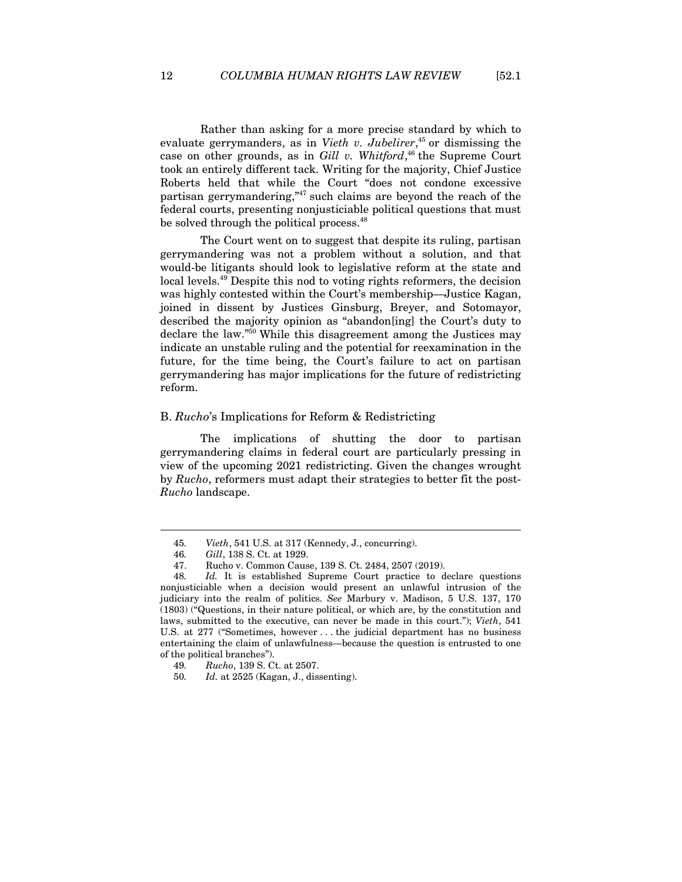Rather than asking for a more precise standard by which to evaluate gerrymanders, as in *Vieth v. Jubelirer*,[45] or dismissing the case on other grounds, as in *Gill v. Whitford*,[46] the Supreme Court took an entirely different tack. Writing for the majority, Chief Justice Roberts held that while the Court "does not condone excessive partisan gerrymandering,"[47] such claims are beyond the reach of the federal courts, presenting nonjusticiable political questions that must be solved through the political process.[48]

The Court went on to suggest that despite its ruling, partisan gerrymandering was not a problem without a solution, and that would-be litigants should look to legislative reform at the state and local levels.[49] Despite this nod to voting rights reformers, the decision was highly contested within the Court's membership—Justice Kagan, joined in dissent by Justices Ginsburg, Breyer, and Sotomayor, described the majority opinion as "abandon[ing] the Court's duty to declare the law."[50] While this disagreement among the Justices may indicate an unstable ruling and the potential for reexamination in the future, for the time being, the Court's failure to act on partisan gerrymandering has major implications for the future of redistricting reform.

### B. *Rucho*'s Implications for Reform & Redistricting

The implications of shutting the door to partisan gerrymandering claims in federal court are particularly pressing in view of the upcoming 2021 redistricting. Given the changes wrought by *Rucho*, reformers must adapt their strategies to better fit the post-*Rucho* landscape.

---

45. *Vieth*, 541 U.S. at 317 (Kennedy, J., concurring).

46. *Gill*, 138 S. Ct. at 1929.

47. Rucho v. Common Cause, 139 S. Ct. 2484, 2507 (2019).

48. *Id.* It is established Supreme Court practice to declare questions nonjusticiable when a decision would present an unlawful intrusion of the judiciary into the realm of politics. *See* Marbury v. Madison, 5 U.S. 137, 170 (1803) ("Questions, in their nature political, or which are, by the constitution and laws, submitted to the executive, can never be made in this court."); *Vieth*, 541 U.S. at 277 ("Sometimes, however . . . the judicial department has no business entertaining the claim of unlawfulness—because the question is entrusted to one of the political branches").

49. *Rucho*, 139 S. Ct. at 2507.

50. *Id.* at 2525 (Kagan, J., dissenting).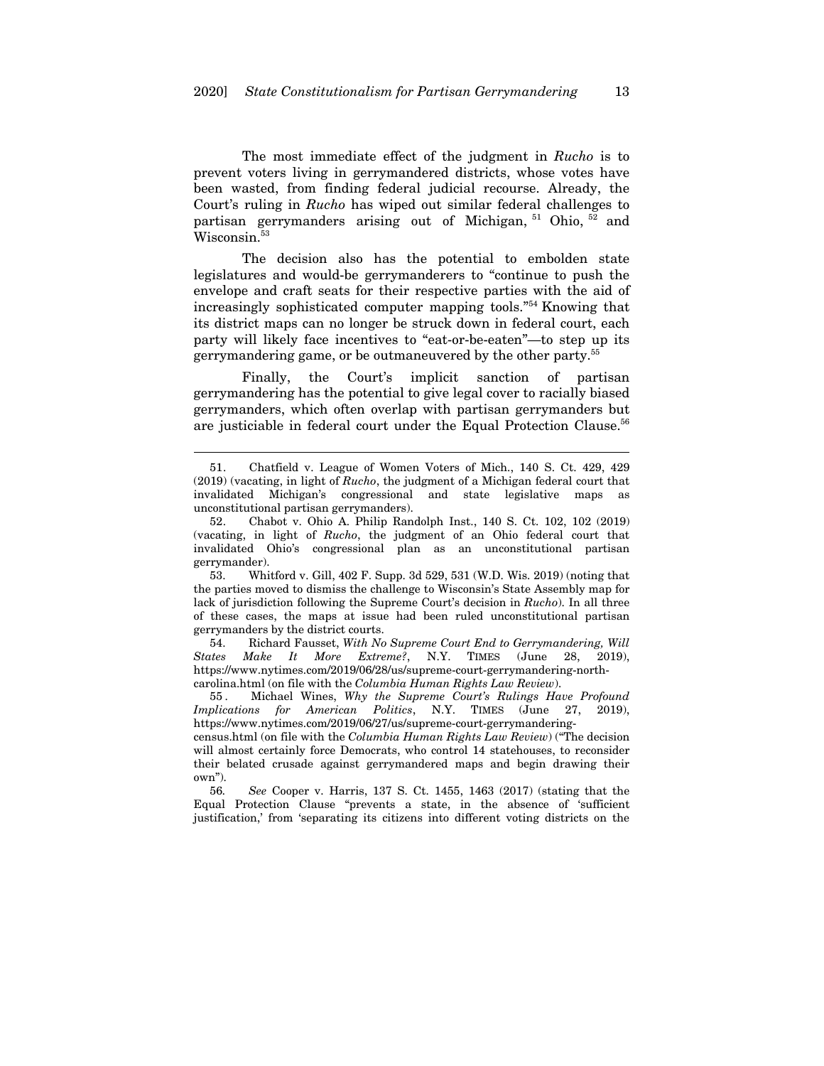The most immediate effect of the judgment in *Rucho* is to prevent voters living in gerrymandered districts, whose votes have been wasted, from finding federal judicial recourse. Already, the Court's ruling in *Rucho* has wiped out similar federal challenges to partisan gerrymanders arising out of Michigan,[51] Ohio,[52] and Wisconsin.[53]

The decision also has the potential to embolden state legislatures and would-be gerrymanderers to "continue to push the envelope and craft seats for their respective parties with the aid of increasingly sophisticated computer mapping tools."[54] Knowing that its district maps can no longer be struck down in federal court, each party will likely face incentives to "eat-or-be-eaten"—to step up its gerrymandering game, or be outmaneuvered by the other party.[55]

Finally, the Court's implicit sanction of partisan gerrymandering has the potential to give legal cover to racially biased gerrymanders, which often overlap with partisan gerrymanders but are justiciable in federal court under the Equal Protection Clause.[56]

---

51. Chatfield v. League of Women Voters of Mich., 140 S. Ct. 429, 429 (2019) (vacating, in light of *Rucho*, the judgment of a Michigan federal court that invalidated Michigan's congressional and state legislative maps as unconstitutional partisan gerrymanders).

52. Chabot v. Ohio A. Philip Randolph Inst., 140 S. Ct. 102, 102 (2019) (vacating, in light of *Rucho*, the judgment of an Ohio federal court that invalidated Ohio's congressional plan as an unconstitutional partisan gerrymander).

53. Whitford v. Gill, 402 F. Supp. 3d 529, 531 (W.D. Wis. 2019) (noting that the parties moved to dismiss the challenge to Wisconsin's State Assembly map for lack of jurisdiction following the Supreme Court's decision in *Rucho*). In all three of these cases, the maps at issue had been ruled unconstitutional partisan gerrymanders by the district courts.

54. Richard Fausset, *With No Supreme Court End to Gerrymandering, Will States Make It More Extreme?*, N.Y. TIMES (June 28, 2019), https://www.nytimes.com/2019/06/28/us/supreme-court-gerrymandering-north-carolina.html (on file with the *Columbia Human Rights Law Review*).

55. Michael Wines, *Why the Supreme Court's Rulings Have Profound Implications for American Politics*, N.Y. TIMES (June 27, 2019), https://www.nytimes.com/2019/06/27/us/supreme-court-gerrymandering-census.html (on file with the *Columbia Human Rights Law Review*) ("The decision will almost certainly force Democrats, who control 14 statehouses, to reconsider their belated crusade against gerrymandered maps and begin drawing their own").

56. *See* Cooper v. Harris, 137 S. Ct. 1455, 1463 (2017) (stating that the Equal Protection Clause "prevents a state, in the absence of 'sufficient justification,' from 'separating its citizens into different voting districts on the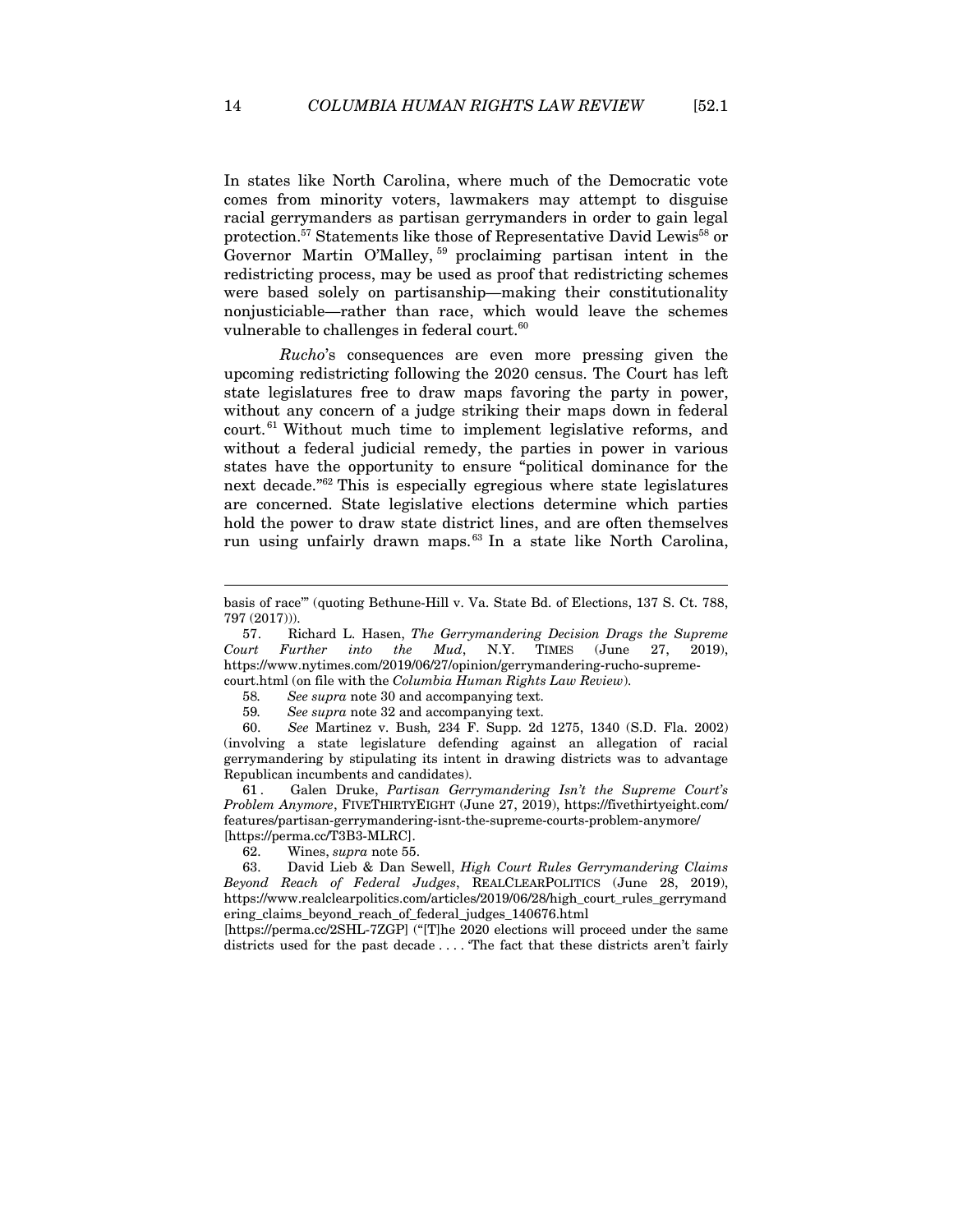In states like North Carolina, where much of the Democratic vote comes from minority voters, lawmakers may attempt to disguise racial gerrymanders as partisan gerrymanders in order to gain legal protection.[57] Statements like those of Representative David Lewis[58] or Governor Martin O'Malley,[59] proclaiming partisan intent in the redistricting process, may be used as proof that redistricting schemes were based solely on partisanship—making their constitutionality nonjusticiable—rather than race, which would leave the schemes vulnerable to challenges in federal court.[60]

*Rucho*'s consequences are even more pressing given the upcoming redistricting following the 2020 census. The Court has left state legislatures free to draw maps favoring the party in power, without any concern of a judge striking their maps down in federal court.[61] Without much time to implement legislative reforms, and without a federal judicial remedy, the parties in power in various states have the opportunity to ensure "political dominance for the next decade."[62] This is especially egregious where state legislatures are concerned. State legislative elections determine which parties hold the power to draw state district lines, and are often themselves run using unfairly drawn maps.[63] In a state like North Carolina,

---

basis of race'" (quoting Bethune-Hill v. Va. State Bd. of Elections, 137 S. Ct. 788, 797 (2017))).

57. Richard L. Hasen, *The Gerrymandering Decision Drags the Supreme Court Further into the Mud*, N.Y. TIMES (June 27, 2019), https://www.nytimes.com/2019/06/27/opinion/gerrymandering-rucho-supreme-court.html (on file with the *Columbia Human Rights Law Review*).

58. *See supra* note 30 and accompanying text.

59. *See supra* note 32 and accompanying text.

60. *See* Martinez v. Bush, 234 F. Supp. 2d 1275, 1340 (S.D. Fla. 2002) (involving a state legislature defending against an allegation of racial gerrymandering by stipulating its intent in drawing districts was to advantage Republican incumbents and candidates).

61. Galen Druke, *Partisan Gerrymandering Isn't the Supreme Court's Problem Anymore*, FIVETHIRTYEIGHT (June 27, 2019), https://fivethirtyeight.com/features/partisan-gerrymandering-isnt-the-supreme-courts-problem-anymore/ [https://perma.cc/T3B3-MLRC].

62. Wines, *supra* note 55.

63. David Lieb & Dan Sewell, *High Court Rules Gerrymandering Claims Beyond Reach of Federal Judges*, REALCLEARPOLITICS (June 28, 2019), https://www.realclearpolitics.com/articles/2019/06/28/high_court_rules_gerrymandering_claims_beyond_reach_of_federal_judges_140676.html [https://perma.cc/2SHL-7ZGP] ("[T]he 2020 elections will proceed under the same districts used for the past decade . . . . 'The fact that these districts aren't fairly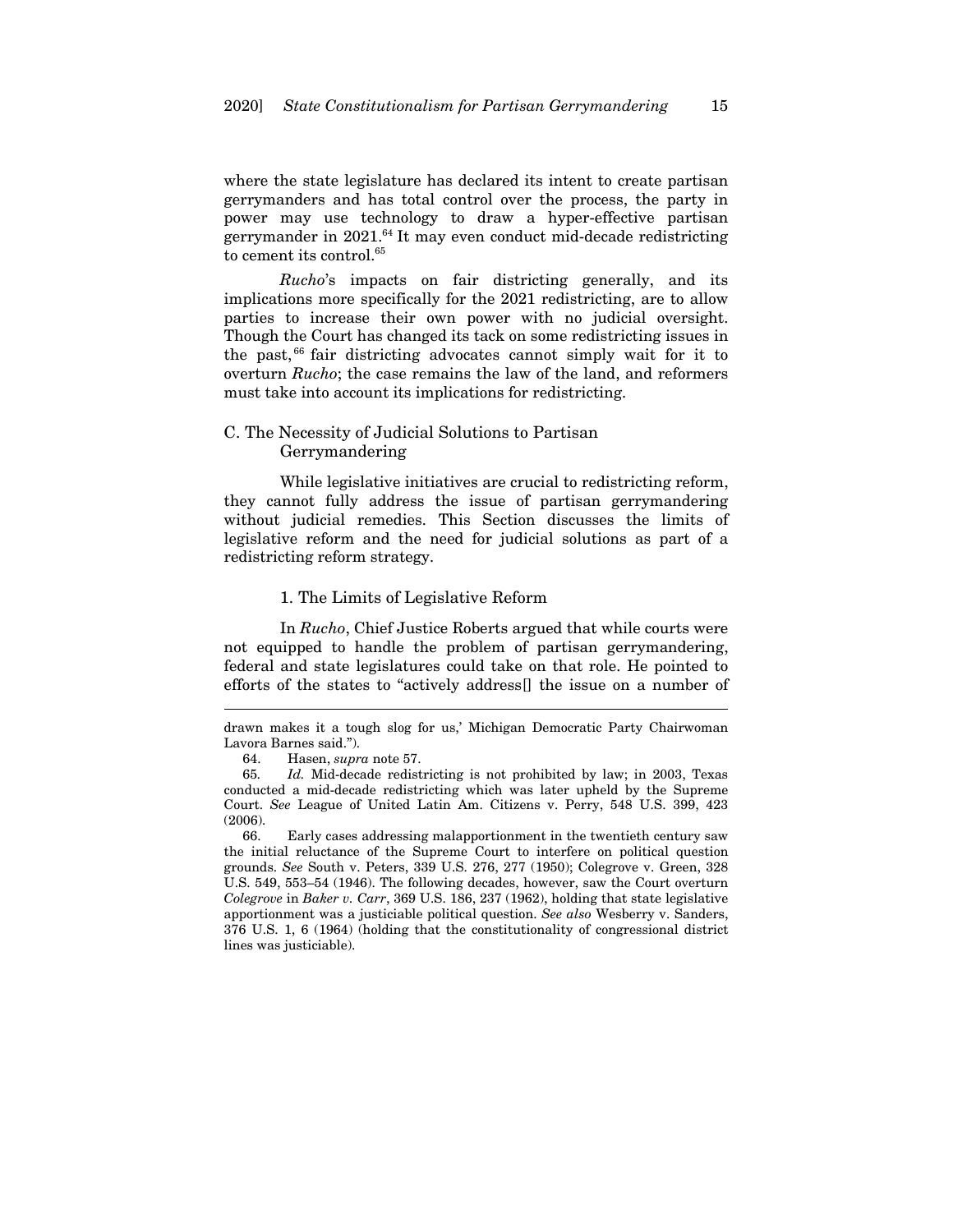where the state legislature has declared its intent to create partisan gerrymanders and has total control over the process, the party in power may use technology to draw a hyper-effective partisan gerrymander in 2021.[64] It may even conduct mid-decade redistricting to cement its control.[65]

*Rucho*'s impacts on fair districting generally, and its implications more specifically for the 2021 redistricting, are to allow parties to increase their own power with no judicial oversight. Though the Court has changed its tack on some redistricting issues in the past,[66] fair districting advocates cannot simply wait for it to overturn *Rucho*; the case remains the law of the land, and reformers must take into account its implications for redistricting.

### C. The Necessity of Judicial Solutions to Partisan Gerrymandering

While legislative initiatives are crucial to redistricting reform, they cannot fully address the issue of partisan gerrymandering without judicial remedies. This Section discusses the limits of legislative reform and the need for judicial solutions as part of a redistricting reform strategy.

#### 1. The Limits of Legislative Reform

In *Rucho*, Chief Justice Roberts argued that while courts were not equipped to handle the problem of partisan gerrymandering, federal and state legislatures could take on that role. He pointed to efforts of the states to "actively address[] the issue on a number of

---

drawn makes it a tough slog for us,' Michigan Democratic Party Chairwoman Lavora Barnes said.").

64. Hasen, *supra* note 57.

65. *Id.* Mid-decade redistricting is not prohibited by law; in 2003, Texas conducted a mid-decade redistricting which was later upheld by the Supreme Court. *See* League of United Latin Am. Citizens v. Perry, 548 U.S. 399, 423 (2006).

66. Early cases addressing malapportionment in the twentieth century saw the initial reluctance of the Supreme Court to interfere on political question grounds. *See* South v. Peters, 339 U.S. 276, 277 (1950); Colegrove v. Green, 328 U.S. 549, 553–54 (1946). The following decades, however, saw the Court overturn *Colegrove* in *Baker v. Carr*, 369 U.S. 186, 237 (1962), holding that state legislative apportionment was a justiciable political question. *See also* Wesberry v. Sanders, 376 U.S. 1, 6 (1964) (holding that the constitutionality of congressional district lines was justiciable).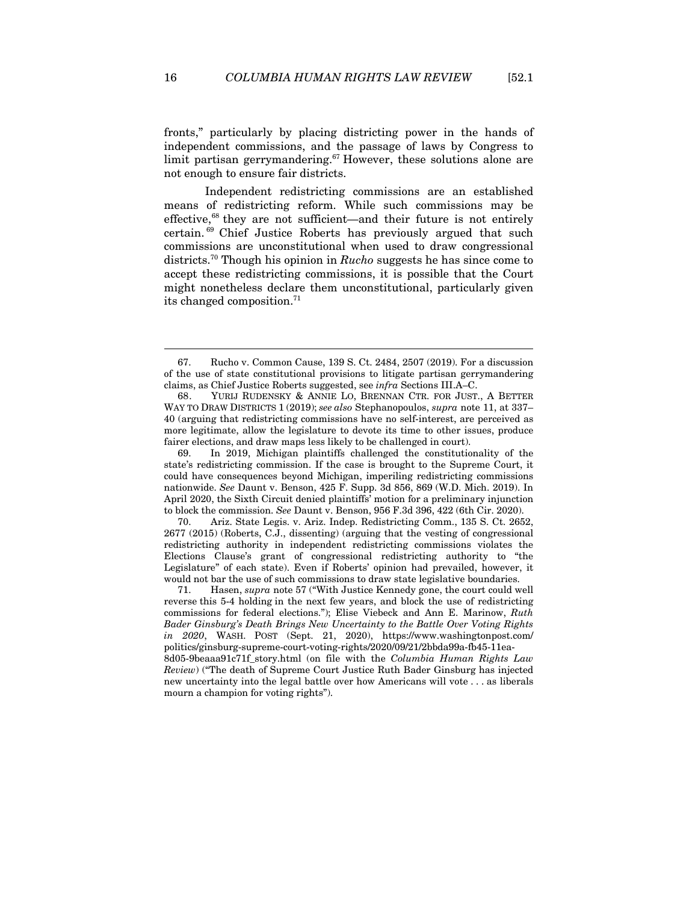fronts," particularly by placing districting power in the hands of independent commissions, and the passage of laws by Congress to limit partisan gerrymandering.[67] However, these solutions alone are not enough to ensure fair districts.

Independent redistricting commissions are an established means of redistricting reform. While such commissions may be effective,[68] they are not sufficient—and their future is not entirely certain.[69] Chief Justice Roberts has previously argued that such commissions are unconstitutional when used to draw congressional districts.[70] Though his opinion in *Rucho* suggests he has since come to accept these redistricting commissions, it is possible that the Court might nonetheless declare them unconstitutional, particularly given its changed composition.[71]

---

67. Rucho v. Common Cause, 139 S. Ct. 2484, 2507 (2019). For a discussion of the use of state constitutional provisions to litigate partisan gerrymandering claims, as Chief Justice Roberts suggested, see *infra* Sections III.A–C.

68. YURIJ RUDENSKY & ANNIE LO, BRENNAN CTR. FOR JUST., A BETTER WAY TO DRAW DISTRICTS 1 (2019); *see also* Stephanopoulos, *supra* note 11, at 337–40 (arguing that redistricting commissions have no self-interest, are perceived as more legitimate, allow the legislature to devote its time to other issues, produce fairer elections, and draw maps less likely to be challenged in court).

69. In 2019, Michigan plaintiffs challenged the constitutionality of the state's redistricting commission. If the case is brought to the Supreme Court, it could have consequences beyond Michigan, imperiling redistricting commissions nationwide. *See* Daunt v. Benson, 425 F. Supp. 3d 856, 869 (W.D. Mich. 2019). In April 2020, the Sixth Circuit denied plaintiffs' motion for a preliminary injunction to block the commission. *See* Daunt v. Benson, 956 F.3d 396, 422 (6th Cir. 2020).

70. Ariz. State Legis. v. Ariz. Indep. Redistricting Comm., 135 S. Ct. 2652, 2677 (2015) (Roberts, C.J., dissenting) (arguing that the vesting of congressional redistricting authority in independent redistricting commissions violates the Elections Clause's grant of congressional redistricting authority to "the Legislature" of each state). Even if Roberts' opinion had prevailed, however, it would not bar the use of such commissions to draw state legislative boundaries.

71. Hasen, *supra* note 57 ("With Justice Kennedy gone, the court could well reverse this 5-4 holding in the next few years, and block the use of redistricting commissions for federal elections."); Elise Viebeck and Ann E. Marinow, *Ruth Bader Ginsburg's Death Brings New Uncertainty to the Battle Over Voting Rights in 2020*, WASH. POST (Sept. 21, 2020), https://www.washingtonpost.com/politics/ginsburg-supreme-court-voting-rights/2020/09/21/2bbda99a-fb45-11ea-8d05-9beaaa91c71f_story.html (on file with the *Columbia Human Rights Law Review*) ("The death of Supreme Court Justice Ruth Bader Ginsburg has injected new uncertainty into the legal battle over how Americans will vote . . . as liberals mourn a champion for voting rights").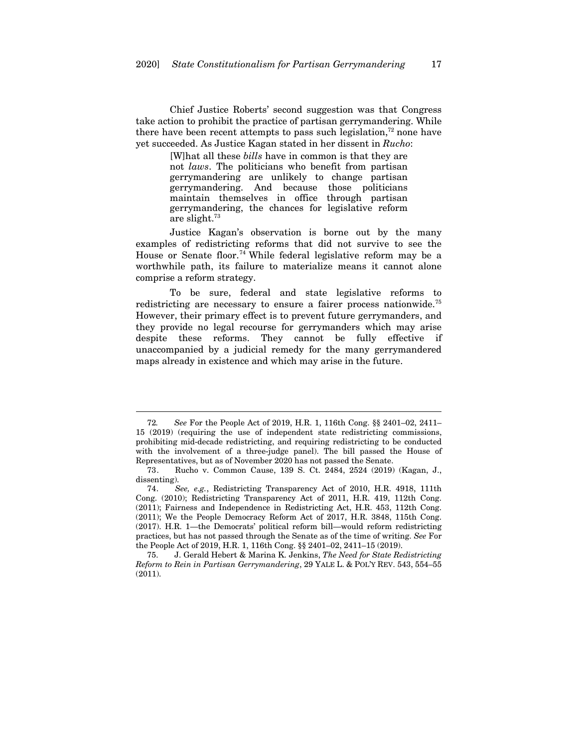Chief Justice Roberts' second suggestion was that Congress take action to prohibit the practice of partisan gerrymandering. While there have been recent attempts to pass such legislation,[72] none have yet succeeded. As Justice Kagan stated in her dissent in *Rucho*:

> [W]hat all these *bills* have in common is that they are not *laws*. The politicians who benefit from partisan gerrymandering are unlikely to change partisan gerrymandering. And because those politicians maintain themselves in office through partisan gerrymandering, the chances for legislative reform are slight.[73]

Justice Kagan's observation is borne out by the many examples of redistricting reforms that did not survive to see the House or Senate floor.[74] While federal legislative reform may be a worthwhile path, its failure to materialize means it cannot alone comprise a reform strategy.

To be sure, federal and state legislative reforms to redistricting are necessary to ensure a fairer process nationwide.[75] However, their primary effect is to prevent future gerrymanders, and they provide no legal recourse for gerrymanders which may arise despite these reforms. They cannot be fully effective if unaccompanied by a judicial remedy for the many gerrymandered maps already in existence and which may arise in the future.

---

72. *See* For the People Act of 2019, H.R. 1, 116th Cong. §§ 2401–02, 2411–15 (2019) (requiring the use of independent state redistricting commissions, prohibiting mid-decade redistricting, and requiring redistricting to be conducted with the involvement of a three-judge panel). The bill passed the House of Representatives, but as of November 2020 has not passed the Senate.

73. Rucho v. Common Cause, 139 S. Ct. 2484, 2524 (2019) (Kagan, J., dissenting).

74. *See, e.g.*, Redistricting Transparency Act of 2010, H.R. 4918, 111th Cong. (2010); Redistricting Transparency Act of 2011, H.R. 419, 112th Cong. (2011); Fairness and Independence in Redistricting Act, H.R. 453, 112th Cong. (2011); We the People Democracy Reform Act of 2017, H.R. 3848, 115th Cong. (2017). H.R. 1—the Democrats' political reform bill—would reform redistricting practices, but has not passed through the Senate as of the time of writing. *See* For the People Act of 2019, H.R. 1, 116th Cong. §§ 2401–02, 2411–15 (2019).

75. J. Gerald Hebert & Marina K. Jenkins, *The Need for State Redistricting Reform to Rein in Partisan Gerrymandering*, 29 YALE L. & POL'Y REV. 543, 554–55 (2011).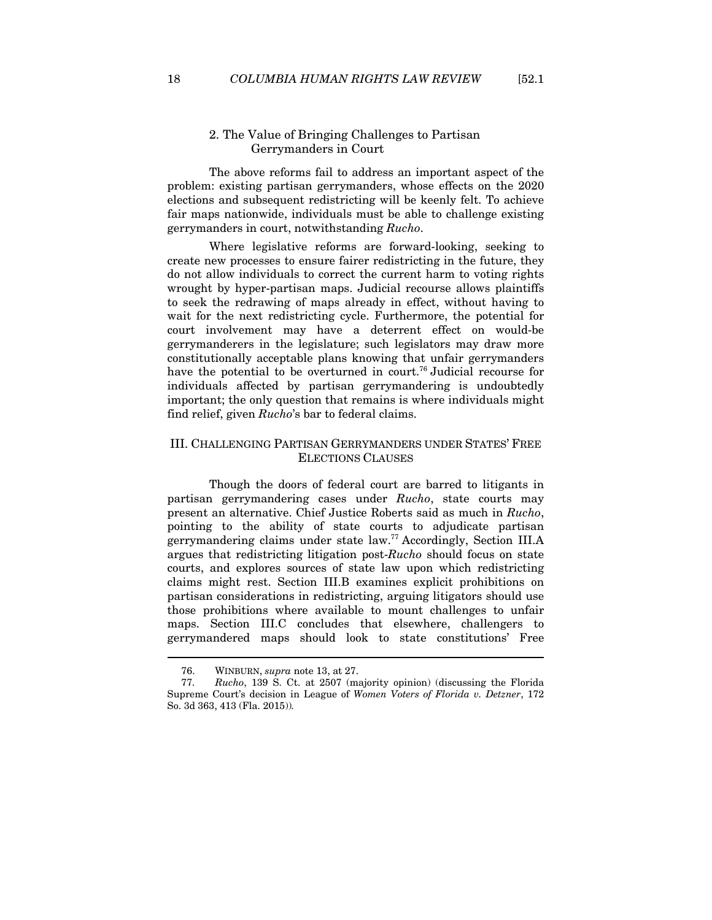### 2. The Value of Bringing Challenges to Partisan Gerrymanders in Court

The above reforms fail to address an important aspect of the problem: existing partisan gerrymanders, whose effects on the 2020 elections and subsequent redistricting will be keenly felt. To achieve fair maps nationwide, individuals must be able to challenge existing gerrymanders in court, notwithstanding *Rucho*.

Where legislative reforms are forward-looking, seeking to create new processes to ensure fairer redistricting in the future, they do not allow individuals to correct the current harm to voting rights wrought by hyper-partisan maps. Judicial recourse allows plaintiffs to seek the redrawing of maps already in effect, without having to wait for the next redistricting cycle. Furthermore, the potential for court involvement may have a deterrent effect on would-be gerrymanderers in the legislature; such legislators may draw more constitutionally acceptable plans knowing that unfair gerrymanders have the potential to be overturned in court.[76] Judicial recourse for individuals affected by partisan gerrymandering is undoubtedly important; the only question that remains is where individuals might find relief, given *Rucho*'s bar to federal claims.

## III. CHALLENGING PARTISAN GERRYMANDERS UNDER STATES' FREE ELECTIONS CLAUSES

Though the doors of federal court are barred to litigants in partisan gerrymandering cases under *Rucho*, state courts may present an alternative. Chief Justice Roberts said as much in *Rucho*, pointing to the ability of state courts to adjudicate partisan gerrymandering claims under state law.[77] Accordingly, Section III.A argues that redistricting litigation post-*Rucho* should focus on state courts, and explores sources of state law upon which redistricting claims might rest. Section III.B examines explicit prohibitions on partisan considerations in redistricting, arguing litigators should use those prohibitions where available to mount challenges to unfair maps. Section III.C concludes that elsewhere, challengers to gerrymandered maps should look to state constitutions' Free

---

76. WINBURN, *supra* note 13, at 27.

77. *Rucho*, 139 S. Ct. at 2507 (majority opinion) (discussing the Florida Supreme Court's decision in League of *Women Voters of Florida v. Detzner*, 172 So. 3d 363, 413 (Fla. 2015)).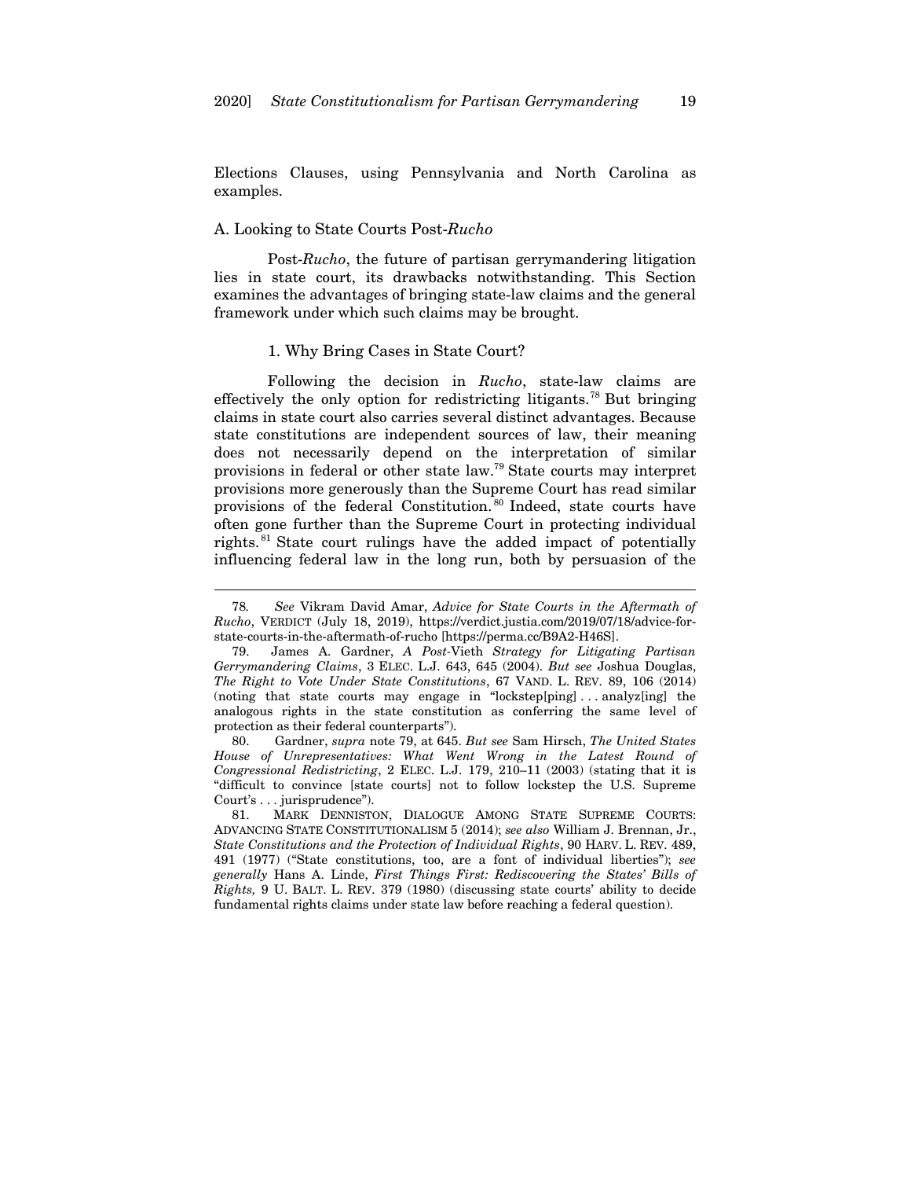Elections Clauses, using Pennsylvania and North Carolina as examples.

### A. Looking to State Courts Post-*Rucho*

Post-*Rucho*, the future of partisan gerrymandering litigation lies in state court, its drawbacks notwithstanding. This Section examines the advantages of bringing state-law claims and the general framework under which such claims may be brought.

#### 1. Why Bring Cases in State Court?

Following the decision in *Rucho*, state-law claims are effectively the only option for redistricting litigants.[78] But bringing claims in state court also carries several distinct advantages. Because state constitutions are independent sources of law, their meaning does not necessarily depend on the interpretation of similar provisions in federal or other state law.[79] State courts may interpret provisions more generously than the Supreme Court has read similar provisions of the federal Constitution.[80] Indeed, state courts have often gone further than the Supreme Court in protecting individual rights.[81] State court rulings have the added impact of potentially influencing federal law in the long run, both by persuasion of the

---

78. *See* Vikram David Amar, *Advice for State Courts in the Aftermath of Rucho*, VERDICT (July 18, 2019), https://verdict.justia.com/2019/07/18/advice-for-state-courts-in-the-aftermath-of-rucho [https://perma.cc/B9A2-H46S].

79. James A. Gardner, *A Post-*Vieth *Strategy for Litigating Partisan Gerrymandering Claims*, 3 ELEC. L.J. 643, 645 (2004). *But see* Joshua Douglas, *The Right to Vote Under State Constitutions*, 67 VAND. L. REV. 89, 106 (2014) (noting that state courts may engage in "lockstep[ping] . . . analyz[ing] the analogous rights in the state constitution as conferring the same level of protection as their federal counterparts").

80. Gardner, *supra* note 79, at 645. *But see* Sam Hirsch, *The United States House of Unrepresentatives: What Went Wrong in the Latest Round of Congressional Redistricting*, 2 ELEC. L.J. 179, 210–11 (2003) (stating that it is "difficult to convince [state courts] not to follow lockstep the U.S. Supreme Court's . . . jurisprudence").

81. MARK DENNISTON, DIALOGUE AMONG STATE SUPREME COURTS: ADVANCING STATE CONSTITUTIONALISM 5 (2014); *see also* William J. Brennan, Jr., *State Constitutions and the Protection of Individual Rights*, 90 HARV. L. REV. 489, 491 (1977) ("State constitutions, too, are a font of individual liberties"); *see generally* Hans A. Linde, *First Things First: Rediscovering the States' Bills of Rights,* 9 U. BALT. L. REV. 379 (1980) (discussing state courts' ability to decide fundamental rights claims under state law before reaching a federal question).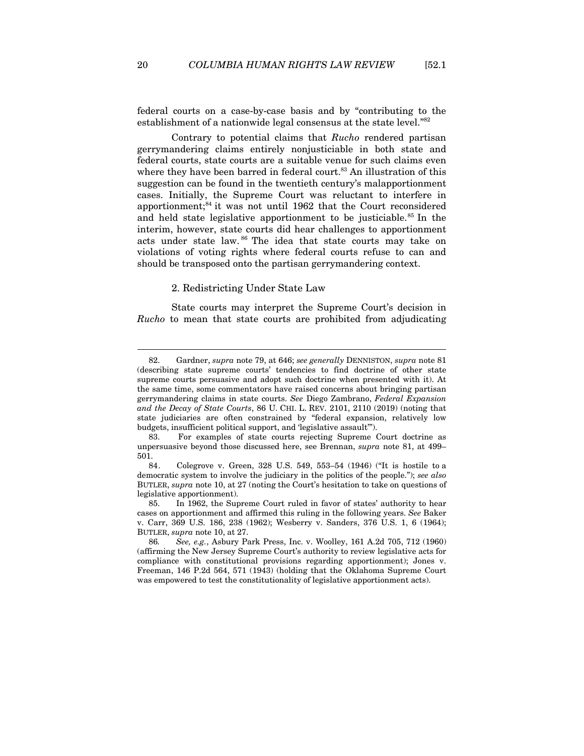federal courts on a case-by-case basis and by "contributing to the establishment of a nationwide legal consensus at the state level."[82]

Contrary to potential claims that *Rucho* rendered partisan gerrymandering claims entirely nonjusticiable in both state and federal courts, state courts are a suitable venue for such claims even where they have been barred in federal court.[83] An illustration of this suggestion can be found in the twentieth century's malapportionment cases. Initially, the Supreme Court was reluctant to interfere in apportionment;[84] it was not until 1962 that the Court reconsidered and held state legislative apportionment to be justiciable.[85] In the interim, however, state courts did hear challenges to apportionment acts under state law.[86] The idea that state courts may take on violations of voting rights where federal courts refuse to can and should be transposed onto the partisan gerrymandering context.

### 2. Redistricting Under State Law

State courts may interpret the Supreme Court's decision in *Rucho* to mean that state courts are prohibited from adjudicating

---

82. Gardner, *supra* note 79, at 646; *see generally* DENNISTON, *supra* note 81 (describing state supreme courts' tendencies to find doctrine of other state supreme courts persuasive and adopt such doctrine when presented with it). At the same time, some commentators have raised concerns about bringing partisan gerrymandering claims in state courts. *See* Diego Zambrano, *Federal Expansion and the Decay of State Courts*, 86 U. CHI. L. REV. 2101, 2110 (2019) (noting that state judiciaries are often constrained by "federal expansion, relatively low budgets, insufficient political support, and 'legislative assault'").

83. For examples of state courts rejecting Supreme Court doctrine as unpersuasive beyond those discussed here, see Brennan, *supra* note 81, at 499–501.

84. Colegrove v. Green, 328 U.S. 549, 553–54 (1946) ("It is hostile to a democratic system to involve the judiciary in the politics of the people."); *see also* BUTLER, *supra* note 10, at 27 (noting the Court's hesitation to take on questions of legislative apportionment).

85. In 1962, the Supreme Court ruled in favor of states' authority to hear cases on apportionment and affirmed this ruling in the following years. *See* Baker v. Carr, 369 U.S. 186, 238 (1962); Wesberry v. Sanders, 376 U.S. 1, 6 (1964); BUTLER, *supra* note 10, at 27.

86. *See, e.g.*, Asbury Park Press, Inc. v. Woolley, 161 A.2d 705, 712 (1960) (affirming the New Jersey Supreme Court's authority to review legislative acts for compliance with constitutional provisions regarding apportionment); Jones v. Freeman, 146 P.2d 564, 571 (1943) (holding that the Oklahoma Supreme Court was empowered to test the constitutionality of legislative apportionment acts).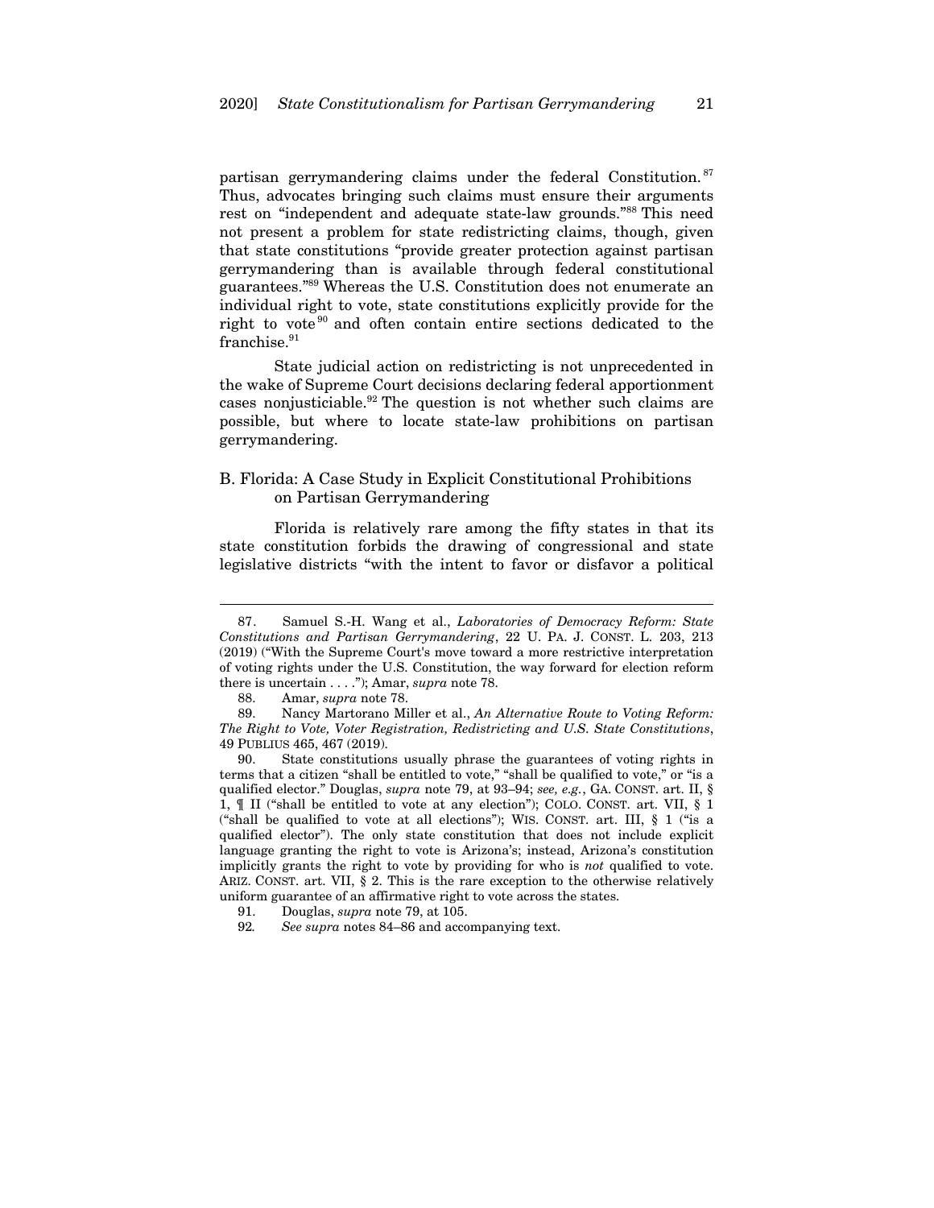partisan gerrymandering claims under the federal Constitution.[87] Thus, advocates bringing such claims must ensure their arguments rest on "independent and adequate state-law grounds."[88] This need not present a problem for state redistricting claims, though, given that state constitutions "provide greater protection against partisan gerrymandering than is available through federal constitutional guarantees."[89] Whereas the U.S. Constitution does not enumerate an individual right to vote, state constitutions explicitly provide for the right to vote[90] and often contain entire sections dedicated to the franchise.[91]

State judicial action on redistricting is not unprecedented in the wake of Supreme Court decisions declaring federal apportionment cases nonjusticiable.[92] The question is not whether such claims are possible, but where to locate state-law prohibitions on partisan gerrymandering.

## B. Florida: A Case Study in Explicit Constitutional Prohibitions on Partisan Gerrymandering

Florida is relatively rare among the fifty states in that its state constitution forbids the drawing of congressional and state legislative districts "with the intent to favor or disfavor a political

---

87. Samuel S.-H. Wang et al., *Laboratories of Democracy Reform: State Constitutions and Partisan Gerrymandering*, 22 U. PA. J. CONST. L. 203, 213 (2019) ("With the Supreme Court's move toward a more restrictive interpretation of voting rights under the U.S. Constitution, the way forward for election reform there is uncertain . . . ."); Amar, *supra* note 78.

88. Amar, *supra* note 78.

89. Nancy Martorano Miller et al., *An Alternative Route to Voting Reform: The Right to Vote, Voter Registration, Redistricting and U.S. State Constitutions*, 49 PUBLIUS 465, 467 (2019).

90. State constitutions usually phrase the guarantees of voting rights in terms that a citizen "shall be entitled to vote," "shall be qualified to vote," or "is a qualified elector." Douglas, *supra* note 79, at 93–94; *see, e.g.*, GA. CONST. art. II, § 1, ¶ II ("shall be entitled to vote at any election"); COLO. CONST. art. VII, § 1 ("shall be qualified to vote at all elections"); WIS. CONST. art. III, § 1 ("is a qualified elector"). The only state constitution that does not include explicit language granting the right to vote is Arizona's; instead, Arizona's constitution implicitly grants the right to vote by providing for who is *not* qualified to vote. ARIZ. CONST. art. VII, § 2. This is the rare exception to the otherwise relatively uniform guarantee of an affirmative right to vote across the states.

91. Douglas, *supra* note 79, at 105.

92. *See supra* notes 84–86 and accompanying text.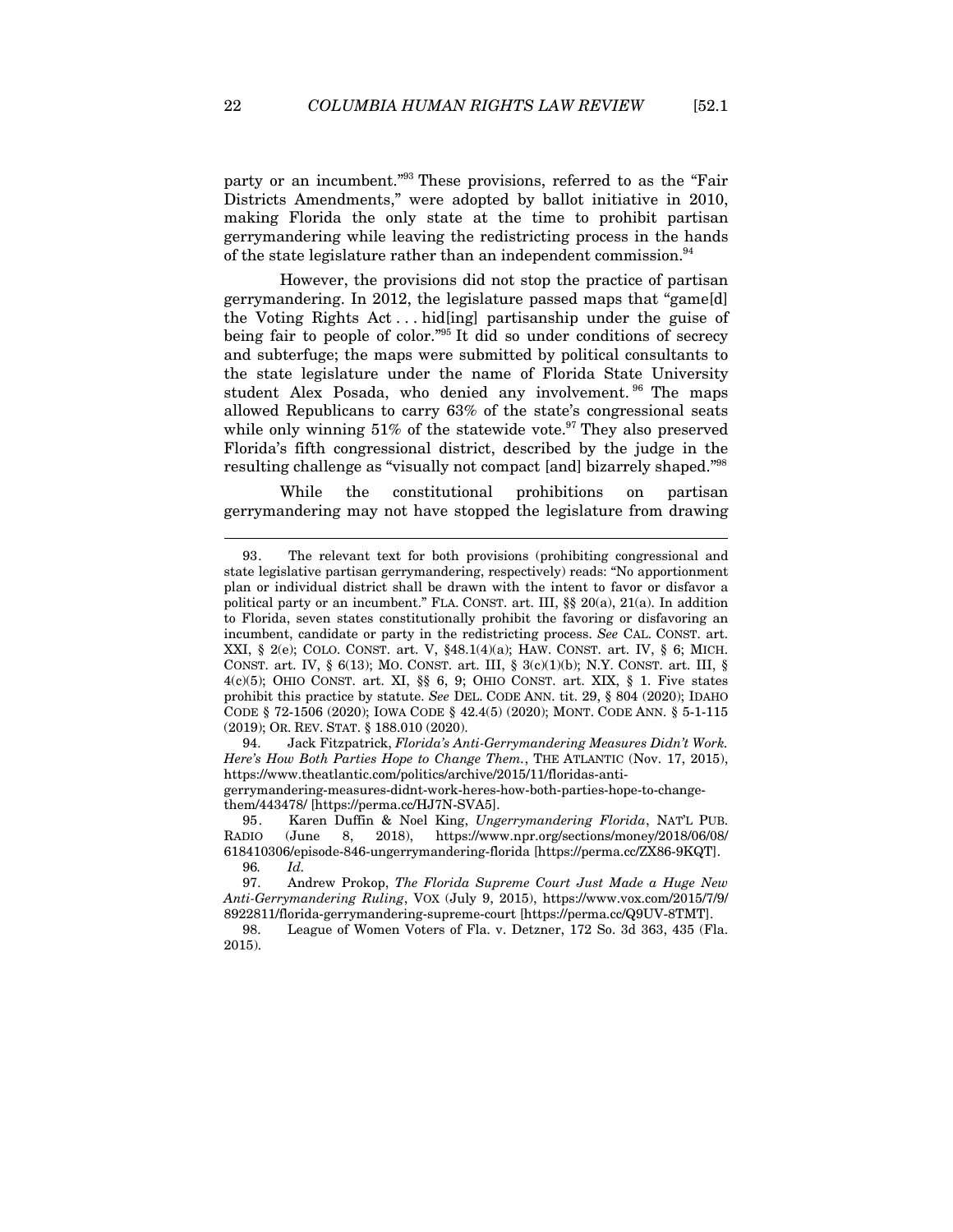party or an incumbent."[93] These provisions, referred to as the "Fair Districts Amendments," were adopted by ballot initiative in 2010, making Florida the only state at the time to prohibit partisan gerrymandering while leaving the redistricting process in the hands of the state legislature rather than an independent commission.[94]

However, the provisions did not stop the practice of partisan gerrymandering. In 2012, the legislature passed maps that "game[d] the Voting Rights Act . . . hid[ing] partisanship under the guise of being fair to people of color."[95] It did so under conditions of secrecy and subterfuge; the maps were submitted by political consultants to the state legislature under the name of Florida State University student Alex Posada, who denied any involvement.[96] The maps allowed Republicans to carry 63% of the state's congressional seats while only winning 51% of the statewide vote.[97] They also preserved Florida's fifth congressional district, described by the judge in the resulting challenge as "visually not compact [and] bizarrely shaped."[98]

While the constitutional prohibitions on partisan gerrymandering may not have stopped the legislature from drawing

---

93. The relevant text for both provisions (prohibiting congressional and state legislative partisan gerrymandering, respectively) reads: "No apportionment plan or individual district shall be drawn with the intent to favor or disfavor a political party or an incumbent." FLA. CONST. art. III, §§ 20(a), 21(a). In addition to Florida, seven states constitutionally prohibit the favoring or disfavoring an incumbent, candidate or party in the redistricting process. *See* CAL. CONST. art. XXI, § 2(e); COLO. CONST. art. V, §48.1(4)(a); HAW. CONST. art. IV, § 6; MICH. CONST. art. IV, § 6(13); MO. CONST. art. III, § 3(c)(1)(b); N.Y. CONST. art. III, § 4(c)(5); OHIO CONST. art. XI, §§ 6, 9; OHIO CONST. art. XIX, § 1. Five states prohibit this practice by statute. *See* DEL. CODE ANN. tit. 29, § 804 (2020); IDAHO CODE § 72-1506 (2020); IOWA CODE § 42.4(5) (2020); MONT. CODE ANN. § 5-1-115 (2019); OR. REV. STAT. § 188.010 (2020).

94. Jack Fitzpatrick, *Florida's Anti-Gerrymandering Measures Didn't Work. Here's How Both Parties Hope to Change Them.*, THE ATLANTIC (Nov. 17, 2015), https://www.theatlantic.com/politics/archive/2015/11/floridas-anti-gerrymandering-measures-didnt-work-heres-how-both-parties-hope-to-change-them/443478/ [https://perma.cc/HJ7N-SVA5].

95. Karen Duffin & Noel King, *Ungerrymandering Florida*, NAT'L PUB. RADIO (June 8, 2018), https://www.npr.org/sections/money/2018/06/08/618410306/episode-846-ungerrymandering-florida [https://perma.cc/ZX86-9KQT].

96. *Id.*

97. Andrew Prokop, *The Florida Supreme Court Just Made a Huge New Anti-Gerrymandering Ruling*, VOX (July 9, 2015), https://www.vox.com/2015/7/9/8922811/florida-gerrymandering-supreme-court [https://perma.cc/Q9UV-8TMT].

98. League of Women Voters of Fla. v. Detzner, 172 So. 3d 363, 435 (Fla. 2015).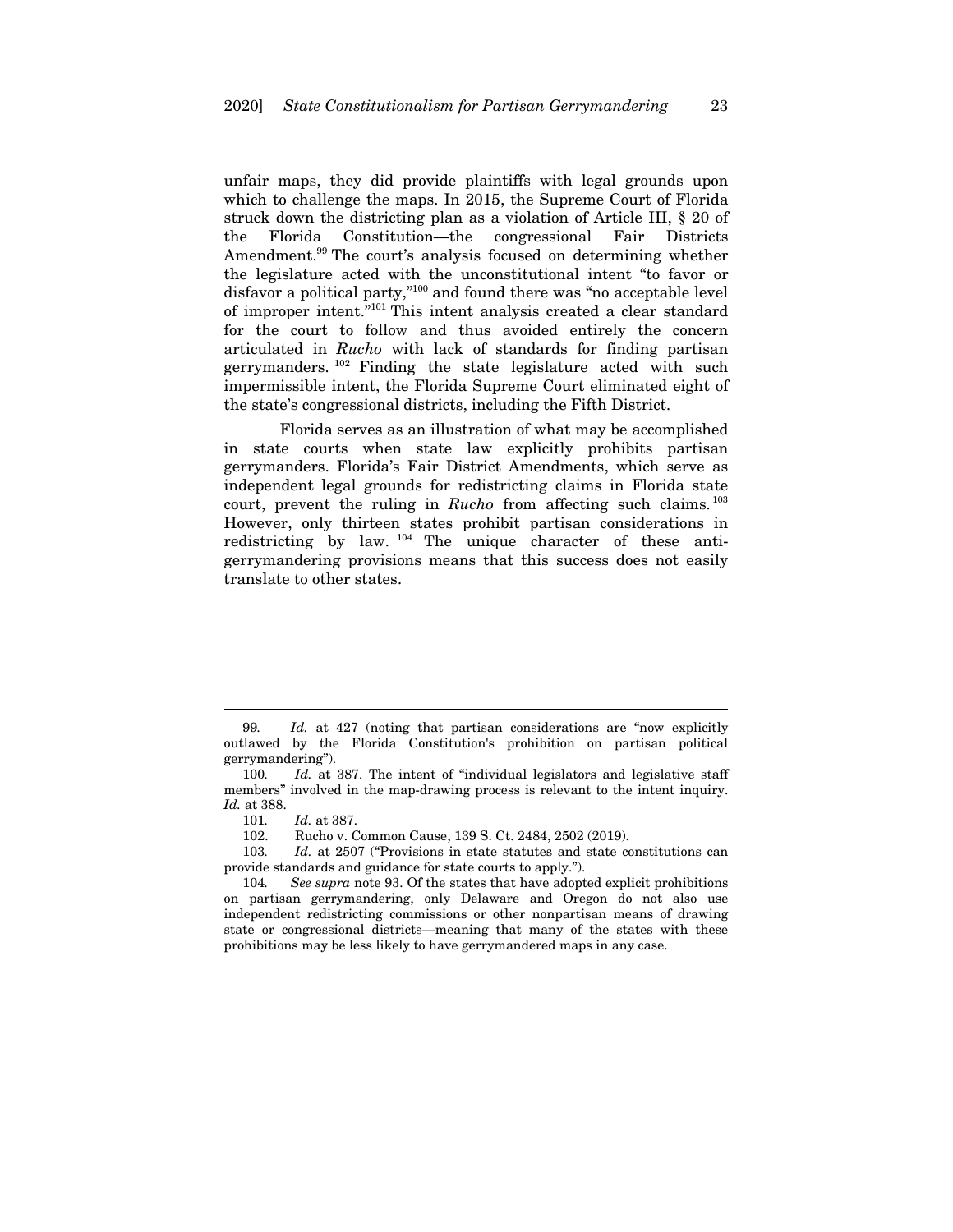unfair maps, they did provide plaintiffs with legal grounds upon which to challenge the maps. In 2015, the Supreme Court of Florida struck down the districting plan as a violation of Article III, § 20 of the Florida Constitution—the congressional Fair Districts Amendment.[99] The court's analysis focused on determining whether the legislature acted with the unconstitutional intent "to favor or disfavor a political party,"[100] and found there was "no acceptable level of improper intent."[101] This intent analysis created a clear standard for the court to follow and thus avoided entirely the concern articulated in *Rucho* with lack of standards for finding partisan gerrymanders.[102] Finding the state legislature acted with such impermissible intent, the Florida Supreme Court eliminated eight of the state's congressional districts, including the Fifth District.

Florida serves as an illustration of what may be accomplished in state courts when state law explicitly prohibits partisan gerrymanders. Florida's Fair District Amendments, which serve as independent legal grounds for redistricting claims in Florida state court, prevent the ruling in *Rucho* from affecting such claims.[103] However, only thirteen states prohibit partisan considerations in redistricting by law.[104] The unique character of these anti-gerrymandering provisions means that this success does not easily translate to other states.

---

99. *Id.* at 427 (noting that partisan considerations are "now explicitly outlawed by the Florida Constitution's prohibition on partisan political gerrymandering").

100. *Id.* at 387. The intent of "individual legislators and legislative staff members" involved in the map-drawing process is relevant to the intent inquiry. *Id.* at 388.

101. *Id.* at 387.

102. Rucho v. Common Cause, 139 S. Ct. 2484, 2502 (2019).

103. *Id.* at 2507 ("Provisions in state statutes and state constitutions can provide standards and guidance for state courts to apply.").

104. *See supra* note 93. Of the states that have adopted explicit prohibitions on partisan gerrymandering, only Delaware and Oregon do not also use independent redistricting commissions or other nonpartisan means of drawing state or congressional districts—meaning that many of the states with these prohibitions may be less likely to have gerrymandered maps in any case.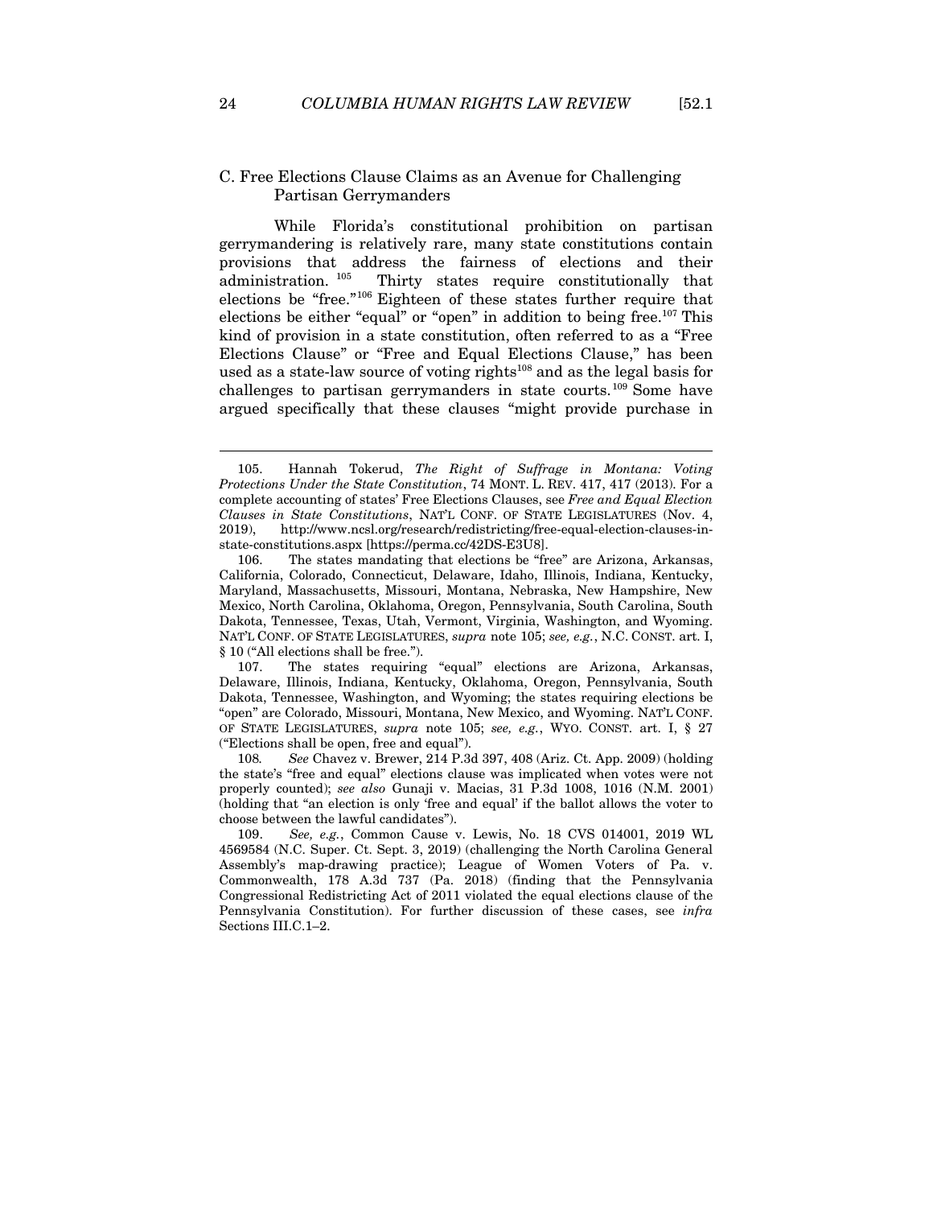### C. Free Elections Clause Claims as an Avenue for Challenging Partisan Gerrymanders

While Florida's constitutional prohibition on partisan gerrymandering is relatively rare, many state constitutions contain provisions that address the fairness of elections and their administration.[105] Thirty states require constitutionally that elections be "free."[106] Eighteen of these states further require that elections be either "equal" or "open" in addition to being free.[107] This kind of provision in a state constitution, often referred to as a "Free Elections Clause" or "Free and Equal Elections Clause," has been used as a state-law source of voting rights[108] and as the legal basis for challenges to partisan gerrymanders in state courts.[109] Some have argued specifically that these clauses "might provide purchase in

---

105. Hannah Tokerud, *The Right of Suffrage in Montana: Voting Protections Under the State Constitution*, 74 MONT. L. REV. 417, 417 (2013). For a complete accounting of states' Free Elections Clauses, see *Free and Equal Election Clauses in State Constitutions*, NAT'L CONF. OF STATE LEGISLATURES (Nov. 4, 2019), http://www.ncsl.org/research/redistricting/free-equal-election-clauses-in-state-constitutions.aspx [https://perma.cc/42DS-E3U8].

106. The states mandating that elections be "free" are Arizona, Arkansas, California, Colorado, Connecticut, Delaware, Idaho, Illinois, Indiana, Kentucky, Maryland, Massachusetts, Missouri, Montana, Nebraska, New Hampshire, New Mexico, North Carolina, Oklahoma, Oregon, Pennsylvania, South Carolina, South Dakota, Tennessee, Texas, Utah, Vermont, Virginia, Washington, and Wyoming. NAT'L CONF. OF STATE LEGISLATURES, *supra* note 105; *see, e.g.*, N.C. CONST. art. I, § 10 ("All elections shall be free.").

107. The states requiring "equal" elections are Arizona, Arkansas, Delaware, Illinois, Indiana, Kentucky, Oklahoma, Oregon, Pennsylvania, South Dakota, Tennessee, Washington, and Wyoming; the states requiring elections be "open" are Colorado, Missouri, Montana, New Mexico, and Wyoming. NAT'L CONF. OF STATE LEGISLATURES, *supra* note 105; *see, e.g.*, WYO. CONST. art. I, § 27 ("Elections shall be open, free and equal").

108. *See* Chavez v. Brewer, 214 P.3d 397, 408 (Ariz. Ct. App. 2009) (holding the state's "free and equal" elections clause was implicated when votes were not properly counted); *see also* Gunaji v. Macias, 31 P.3d 1008, 1016 (N.M. 2001) (holding that "an election is only 'free and equal' if the ballot allows the voter to choose between the lawful candidates").

109. *See, e.g.*, Common Cause v. Lewis, No. 18 CVS 014001, 2019 WL 4569584 (N.C. Super. Ct. Sept. 3, 2019) (challenging the North Carolina General Assembly's map-drawing practice); League of Women Voters of Pa. v. Commonwealth, 178 A.3d 737 (Pa. 2018) (finding that the Pennsylvania Congressional Redistricting Act of 2011 violated the equal elections clause of the Pennsylvania Constitution). For further discussion of these cases, see *infra* Sections III.C.1–2.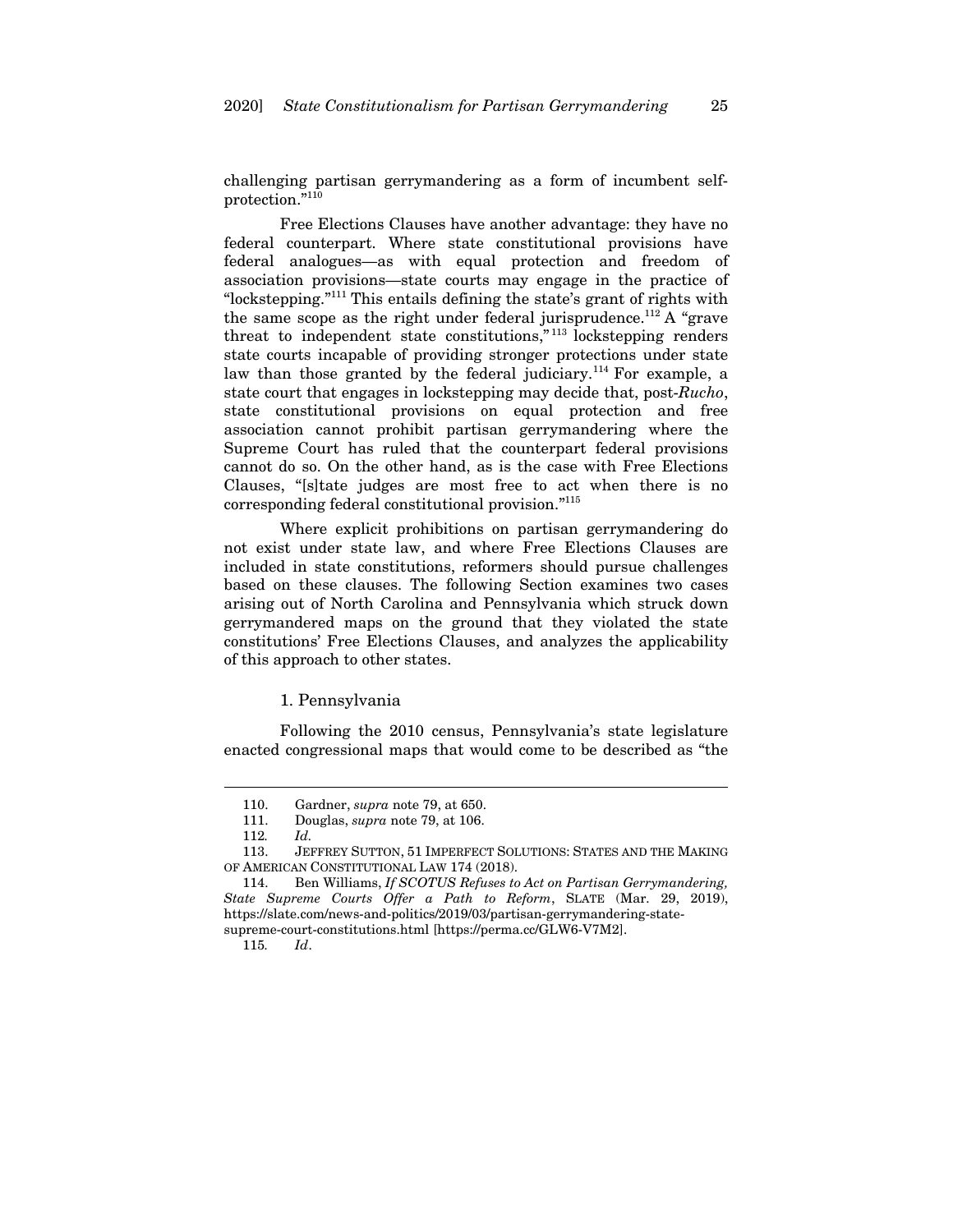challenging partisan gerrymandering as a form of incumbent self-protection."[110]

Free Elections Clauses have another advantage: they have no federal counterpart. Where state constitutional provisions have federal analogues—as with equal protection and freedom of association provisions—state courts may engage in the practice of "lockstepping."[111] This entails defining the state's grant of rights with the same scope as the right under federal jurisprudence.[112] A "grave threat to independent state constitutions,"[113] lockstepping renders state courts incapable of providing stronger protections under state law than those granted by the federal judiciary.[114] For example, a state court that engages in lockstepping may decide that, post-*Rucho*, state constitutional provisions on equal protection and free association cannot prohibit partisan gerrymandering where the Supreme Court has ruled that the counterpart federal provisions cannot do so. On the other hand, as is the case with Free Elections Clauses, "[s]tate judges are most free to act when there is no corresponding federal constitutional provision."[115]

Where explicit prohibitions on partisan gerrymandering do not exist under state law, and where Free Elections Clauses are included in state constitutions, reformers should pursue challenges based on these clauses. The following Section examines two cases arising out of North Carolina and Pennsylvania which struck down gerrymandered maps on the ground that they violated the state constitutions' Free Elections Clauses, and analyzes the applicability of this approach to other states.

### 1. Pennsylvania

Following the 2010 census, Pennsylvania's state legislature enacted congressional maps that would come to be described as "the

---

110. Gardner, *supra* note 79, at 650.

111. Douglas, *supra* note 79, at 106.

112. *Id.*

113. JEFFREY SUTTON, 51 IMPERFECT SOLUTIONS: STATES AND THE MAKING OF AMERICAN CONSTITUTIONAL LAW 174 (2018).

114. Ben Williams, *If SCOTUS Refuses to Act on Partisan Gerrymandering, State Supreme Courts Offer a Path to Reform*, SLATE (Mar. 29, 2019), https://slate.com/news-and-politics/2019/03/partisan-gerrymandering-state-supreme-court-constitutions.html [https://perma.cc/GLW6-V7M2].

115. *Id*.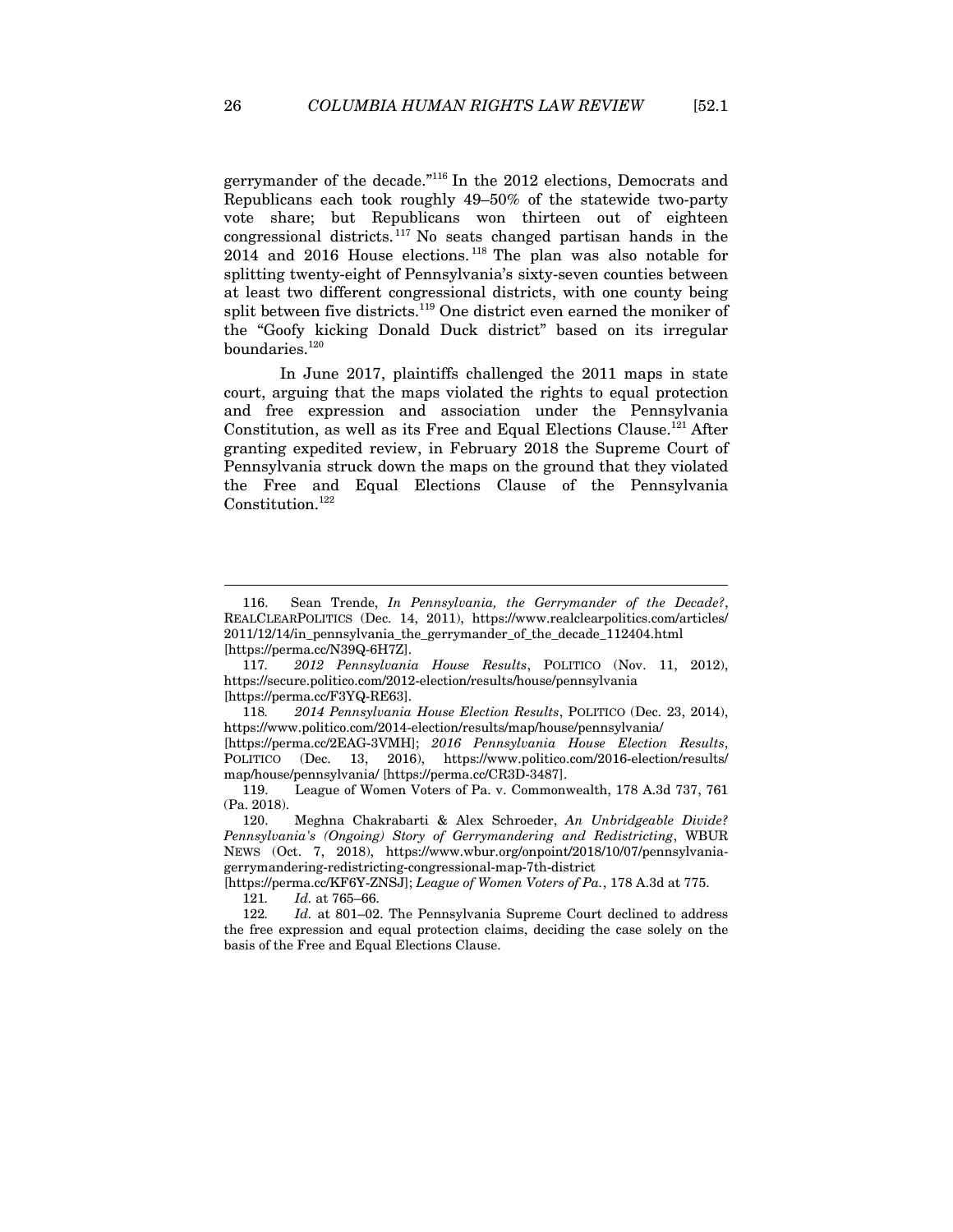gerrymander of the decade."[116] In the 2012 elections, Democrats and Republicans each took roughly 49–50% of the statewide two-party vote share; but Republicans won thirteen out of eighteen congressional districts.[117] No seats changed partisan hands in the 2014 and 2016 House elections.[118] The plan was also notable for splitting twenty-eight of Pennsylvania's sixty-seven counties between at least two different congressional districts, with one county being split between five districts.[119] One district even earned the moniker of the "Goofy kicking Donald Duck district" based on its irregular boundaries.[120]

In June 2017, plaintiffs challenged the 2011 maps in state court, arguing that the maps violated the rights to equal protection and free expression and association under the Pennsylvania Constitution, as well as its Free and Equal Elections Clause.[121] After granting expedited review, in February 2018 the Supreme Court of Pennsylvania struck down the maps on the ground that they violated the Free and Equal Elections Clause of the Pennsylvania Constitution.[122]

---

116. Sean Trende, *In Pennsylvania, the Gerrymander of the Decade?*, REALCLEARPOLITICS (Dec. 14, 2011), https://www.realclearpolitics.com/articles/2011/12/14/in_pennsylvania_the_gerrymander_of_the_decade_112404.html [https://perma.cc/N39Q-6H7Z].

117. *2012 Pennsylvania House Results*, POLITICO (Nov. 11, 2012), https://secure.politico.com/2012-election/results/house/pennsylvania [https://perma.cc/F3YQ-RE63].

118. *2014 Pennsylvania House Election Results*, POLITICO (Dec. 23, 2014), https://www.politico.com/2014-election/results/map/house/pennsylvania/ [https://perma.cc/2EAG-3VMH]; *2016 Pennsylvania House Election Results*, POLITICO (Dec. 13, 2016), https://www.politico.com/2016-election/results/map/house/pennsylvania/ [https://perma.cc/CR3D-3487].

119. League of Women Voters of Pa. v. Commonwealth, 178 A.3d 737, 761 (Pa. 2018).

120. Meghna Chakrabarti & Alex Schroeder, *An Unbridgeable Divide? Pennsylvania's (Ongoing) Story of Gerrymandering and Redistricting*, WBUR NEWS (Oct. 7, 2018), https://www.wbur.org/onpoint/2018/10/07/pennsylvania-gerrymandering-redistricting-congressional-map-7th-district [https://perma.cc/KF6Y-ZNSJ]; *League of Women Voters of Pa.*, 178 A.3d at 775.

121. *Id.* at 765–66.

122. *Id.* at 801–02. The Pennsylvania Supreme Court declined to address the free expression and equal protection claims, deciding the case solely on the basis of the Free and Equal Elections Clause.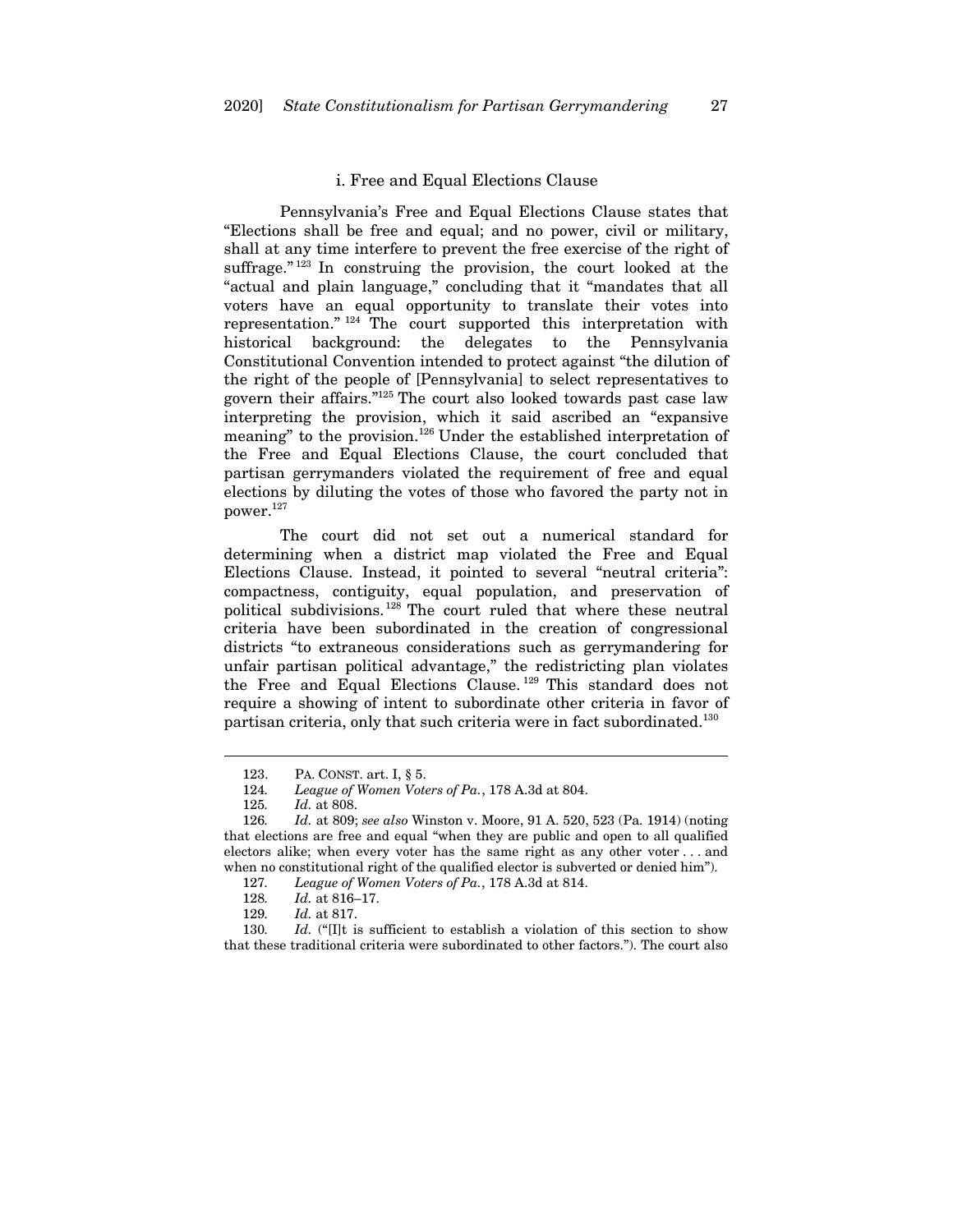#### i. Free and Equal Elections Clause

Pennsylvania's Free and Equal Elections Clause states that "Elections shall be free and equal; and no power, civil or military, shall at any time interfere to prevent the free exercise of the right of suffrage."[123] In construing the provision, the court looked at the "actual and plain language," concluding that it "mandates that all voters have an equal opportunity to translate their votes into representation."[124] The court supported this interpretation with historical background: the delegates to the Pennsylvania Constitutional Convention intended to protect against "the dilution of the right of the people of [Pennsylvania] to select representatives to govern their affairs."[125] The court also looked towards past case law interpreting the provision, which it said ascribed an "expansive meaning" to the provision.[126] Under the established interpretation of the Free and Equal Elections Clause, the court concluded that partisan gerrymanders violated the requirement of free and equal elections by diluting the votes of those who favored the party not in power.[127]

The court did not set out a numerical standard for determining when a district map violated the Free and Equal Elections Clause. Instead, it pointed to several "neutral criteria": compactness, contiguity, equal population, and preservation of political subdivisions.[128] The court ruled that where these neutral criteria have been subordinated in the creation of congressional districts "to extraneous considerations such as gerrymandering for unfair partisan political advantage," the redistricting plan violates the Free and Equal Elections Clause.[129] This standard does not require a showing of intent to subordinate other criteria in favor of partisan criteria, only that such criteria were in fact subordinated.[130]

---

123. PA. CONST. art. I, § 5.

124. *League of Women Voters of Pa.*, 178 A.3d at 804.

125. *Id.* at 808.

126. *Id.* at 809; *see also* Winston v. Moore, 91 A. 520, 523 (Pa. 1914) (noting that elections are free and equal "when they are public and open to all qualified electors alike; when every voter has the same right as any other voter . . . and when no constitutional right of the qualified elector is subverted or denied him").

127. *League of Women Voters of Pa.*, 178 A.3d at 814.

128. *Id.* at 816–17.

129. *Id.* at 817.

130. *Id.* ("[I]t is sufficient to establish a violation of this section to show that these traditional criteria were subordinated to other factors."). The court also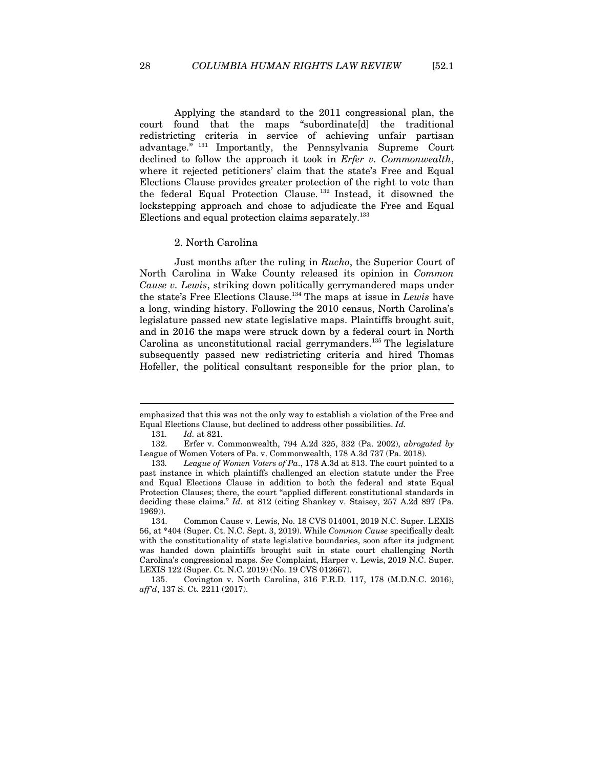Applying the standard to the 2011 congressional plan, the court found that the maps "subordinate[d] the traditional redistricting criteria in service of achieving unfair partisan advantage."[131] Importantly, the Pennsylvania Supreme Court declined to follow the approach it took in *Erfer v. Commonwealth*, where it rejected petitioners' claim that the state's Free and Equal Elections Clause provides greater protection of the right to vote than the federal Equal Protection Clause.[132] Instead, it disowned the lockstepping approach and chose to adjudicate the Free and Equal Elections and equal protection claims separately.[133]

### 2. North Carolina

Just months after the ruling in *Rucho*, the Superior Court of North Carolina in Wake County released its opinion in *Common Cause v. Lewis*, striking down politically gerrymandered maps under the state's Free Elections Clause.[134] The maps at issue in *Lewis* have a long, winding history. Following the 2010 census, North Carolina's legislature passed new state legislative maps. Plaintiffs brought suit, and in 2016 the maps were struck down by a federal court in North Carolina as unconstitutional racial gerrymanders.[135] The legislature subsequently passed new redistricting criteria and hired Thomas Hofeller, the political consultant responsible for the prior plan, to

---

emphasized that this was not the only way to establish a violation of the Free and Equal Elections Clause, but declined to address other possibilities. *Id.*

131. *Id.* at 821.

132. Erfer v. Commonwealth, 794 A.2d 325, 332 (Pa. 2002), *abrogated by* League of Women Voters of Pa. v. Commonwealth, 178 A.3d 737 (Pa. 2018).

133. *League of Women Voters of Pa*., 178 A.3d at 813. The court pointed to a past instance in which plaintiffs challenged an election statute under the Free and Equal Elections Clause in addition to both the federal and state Equal Protection Clauses; there, the court "applied different constitutional standards in deciding these claims." *Id.* at 812 (citing Shankey v. Staisey, 257 A.2d 897 (Pa. 1969)).

134. Common Cause v. Lewis, No. 18 CVS 014001, 2019 N.C. Super. LEXIS 56, at *404 (Super. Ct. N.C. Sept. 3, 2019). While *Common Cause* specifically dealt with the constitutionality of state legislative boundaries, soon after its judgment was handed down plaintiffs brought suit in state court challenging North Carolina's congressional maps. *See* Complaint, Harper v. Lewis, 2019 N.C. Super. LEXIS 122 (Super. Ct. N.C. 2019) (No. 19 CVS 012667).

135. Covington v. North Carolina, 316 F.R.D. 117, 178 (M.D.N.C. 2016), *aff'd*, 137 S. Ct. 2211 (2017).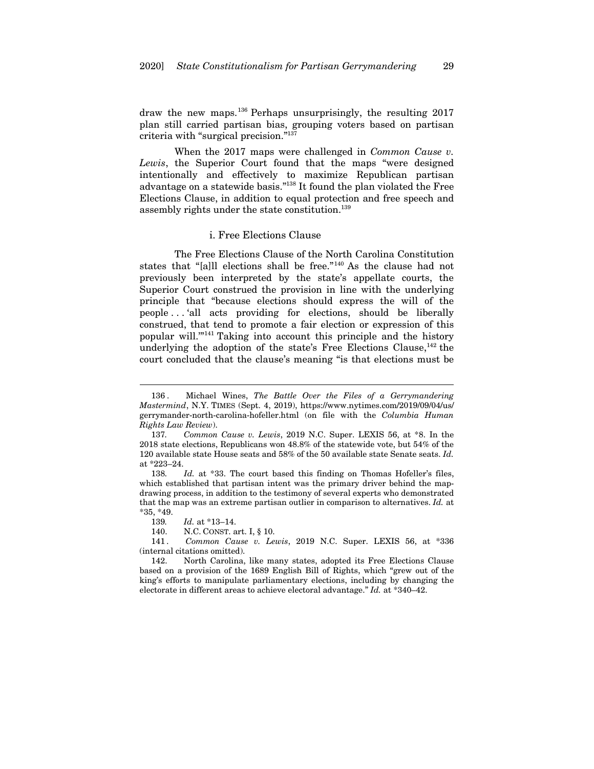draw the new maps.[136] Perhaps unsurprisingly, the resulting 2017 plan still carried partisan bias, grouping voters based on partisan criteria with "surgical precision."[137]

When the 2017 maps were challenged in *Common Cause v. Lewis*, the Superior Court found that the maps "were designed intentionally and effectively to maximize Republican partisan advantage on a statewide basis."[138] It found the plan violated the Free Elections Clause, in addition to equal protection and free speech and assembly rights under the state constitution.[139]

### i. Free Elections Clause

The Free Elections Clause of the North Carolina Constitution states that "[a]ll elections shall be free."[140] As the clause had not previously been interpreted by the state's appellate courts, the Superior Court construed the provision in line with the underlying principle that "because elections should express the will of the people . . . 'all acts providing for elections, should be liberally construed, that tend to promote a fair election or expression of this popular will.'"[141] Taking into account this principle and the history underlying the adoption of the state's Free Elections Clause,[142] the court concluded that the clause's meaning "is that elections must be

---

136. Michael Wines, *The Battle Over the Files of a Gerrymandering Mastermind*, N.Y. TIMES (Sept. 4, 2019), https://www.nytimes.com/2019/09/04/us/gerrymander-north-carolina-hofeller.html (on file with the *Columbia Human Rights Law Review*).

137. *Common Cause v. Lewis*, 2019 N.C. Super. LEXIS 56, at *8. In the 2018 state elections, Republicans won 48.8% of the statewide vote, but 54% of the 120 available state House seats and 58% of the 50 available state Senate seats. *Id.* at *223–24.

138. *Id.* at *33. The court based this finding on Thomas Hofeller's files, which established that partisan intent was the primary driver behind the map-drawing process, in addition to the testimony of several experts who demonstrated that the map was an extreme partisan outlier in comparison to alternatives. *Id.* at *35, *49.

139. *Id.* at *13–14.

140. N.C. CONST. art. I, § 10.

141. *Common Cause v. Lewis*, 2019 N.C. Super. LEXIS 56, at *336 (internal citations omitted).

142. North Carolina, like many states, adopted its Free Elections Clause based on a provision of the 1689 English Bill of Rights, which "grew out of the king's efforts to manipulate parliamentary elections, including by changing the electorate in different areas to achieve electoral advantage." *Id.* at *340–42.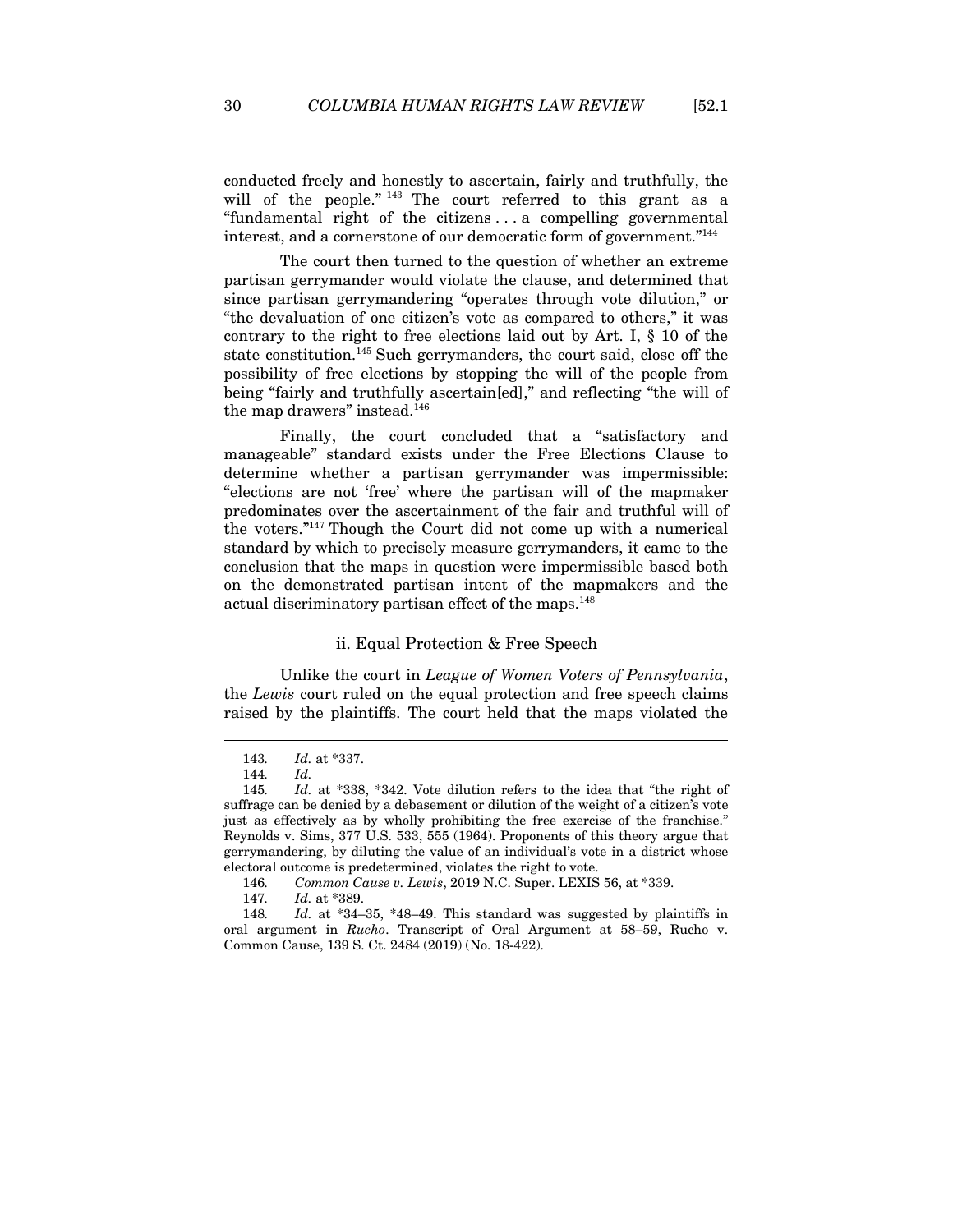conducted freely and honestly to ascertain, fairly and truthfully, the will of the people."[143] The court referred to this grant as a "fundamental right of the citizens . . . a compelling governmental interest, and a cornerstone of our democratic form of government."[144]

The court then turned to the question of whether an extreme partisan gerrymander would violate the clause, and determined that since partisan gerrymandering "operates through vote dilution," or "the devaluation of one citizen's vote as compared to others," it was contrary to the right to free elections laid out by Art. I, § 10 of the state constitution.[145] Such gerrymanders, the court said, close off the possibility of free elections by stopping the will of the people from being "fairly and truthfully ascertain[ed]," and reflecting "the will of the map drawers" instead.[146]

Finally, the court concluded that a "satisfactory and manageable" standard exists under the Free Elections Clause to determine whether a partisan gerrymander was impermissible: "elections are not 'free' where the partisan will of the mapmaker predominates over the ascertainment of the fair and truthful will of the voters."[147] Though the Court did not come up with a numerical standard by which to precisely measure gerrymanders, it came to the conclusion that the maps in question were impermissible based both on the demonstrated partisan intent of the mapmakers and the actual discriminatory partisan effect of the maps.[148]

### ii. Equal Protection & Free Speech

Unlike the court in *League of Women Voters of Pennsylvania*, the *Lewis* court ruled on the equal protection and free speech claims raised by the plaintiffs. The court held that the maps violated the

---

143. *Id.* at *337.

144. *Id.*

145. *Id.* at *338, *342. Vote dilution refers to the idea that "the right of suffrage can be denied by a debasement or dilution of the weight of a citizen's vote just as effectively as by wholly prohibiting the free exercise of the franchise." Reynolds v. Sims, 377 U.S. 533, 555 (1964). Proponents of this theory argue that gerrymandering, by diluting the value of an individual's vote in a district whose electoral outcome is predetermined, violates the right to vote.

146. *Common Cause v. Lewis*, 2019 N.C. Super. LEXIS 56, at *339.

147. *Id.* at *389.

148. *Id.* at *34–35, *48–49. This standard was suggested by plaintiffs in oral argument in *Rucho*. Transcript of Oral Argument at 58–59, Rucho v. Common Cause, 139 S. Ct. 2484 (2019) (No. 18-422).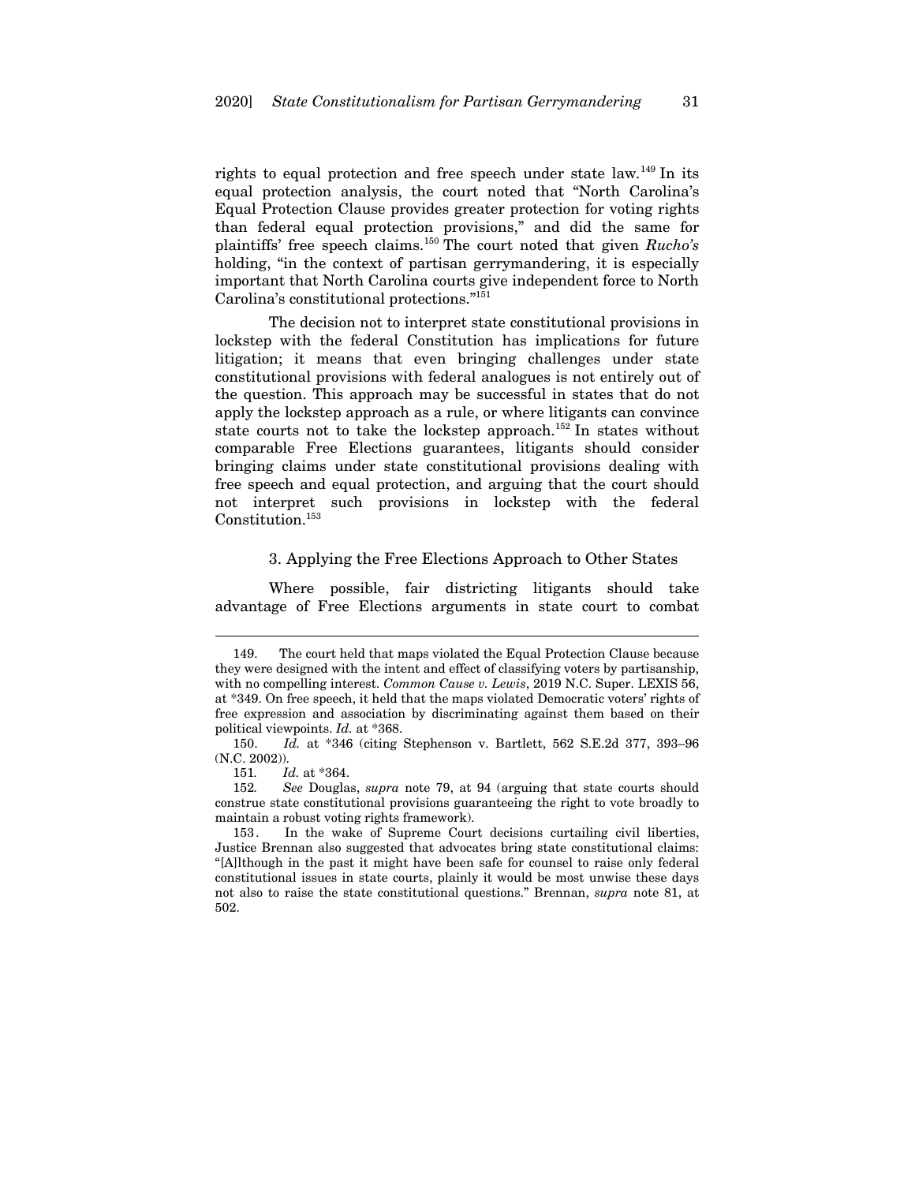rights to equal protection and free speech under state law.[149] In its equal protection analysis, the court noted that "North Carolina's Equal Protection Clause provides greater protection for voting rights than federal equal protection provisions," and did the same for plaintiffs' free speech claims.[150] The court noted that given *Rucho's* holding, "in the context of partisan gerrymandering, it is especially important that North Carolina courts give independent force to North Carolina's constitutional protections."[151]

The decision not to interpret state constitutional provisions in lockstep with the federal Constitution has implications for future litigation; it means that even bringing challenges under state constitutional provisions with federal analogues is not entirely out of the question. This approach may be successful in states that do not apply the lockstep approach as a rule, or where litigants can convince state courts not to take the lockstep approach.[152] In states without comparable Free Elections guarantees, litigants should consider bringing claims under state constitutional provisions dealing with free speech and equal protection, and arguing that the court should not interpret such provisions in lockstep with the federal Constitution.[153]

### 3. Applying the Free Elections Approach to Other States

Where possible, fair districting litigants should take advantage of Free Elections arguments in state court to combat

---

149. The court held that maps violated the Equal Protection Clause because they were designed with the intent and effect of classifying voters by partisanship, with no compelling interest. *Common Cause v. Lewis*, 2019 N.C. Super. LEXIS 56, at *349. On free speech, it held that the maps violated Democratic voters' rights of free expression and association by discriminating against them based on their political viewpoints. *Id.* at *368.

150. *Id.* at *346 (citing Stephenson v. Bartlett, 562 S.E.2d 377, 393–96 (N.C. 2002)).

151. *Id.* at *364.

152. *See* Douglas, *supra* note 79, at 94 (arguing that state courts should construe state constitutional provisions guaranteeing the right to vote broadly to maintain a robust voting rights framework).

153. In the wake of Supreme Court decisions curtailing civil liberties, Justice Brennan also suggested that advocates bring state constitutional claims: "[A]lthough in the past it might have been safe for counsel to raise only federal constitutional issues in state courts, plainly it would be most unwise these days not also to raise the state constitutional questions." Brennan, *supra* note 81, at 502.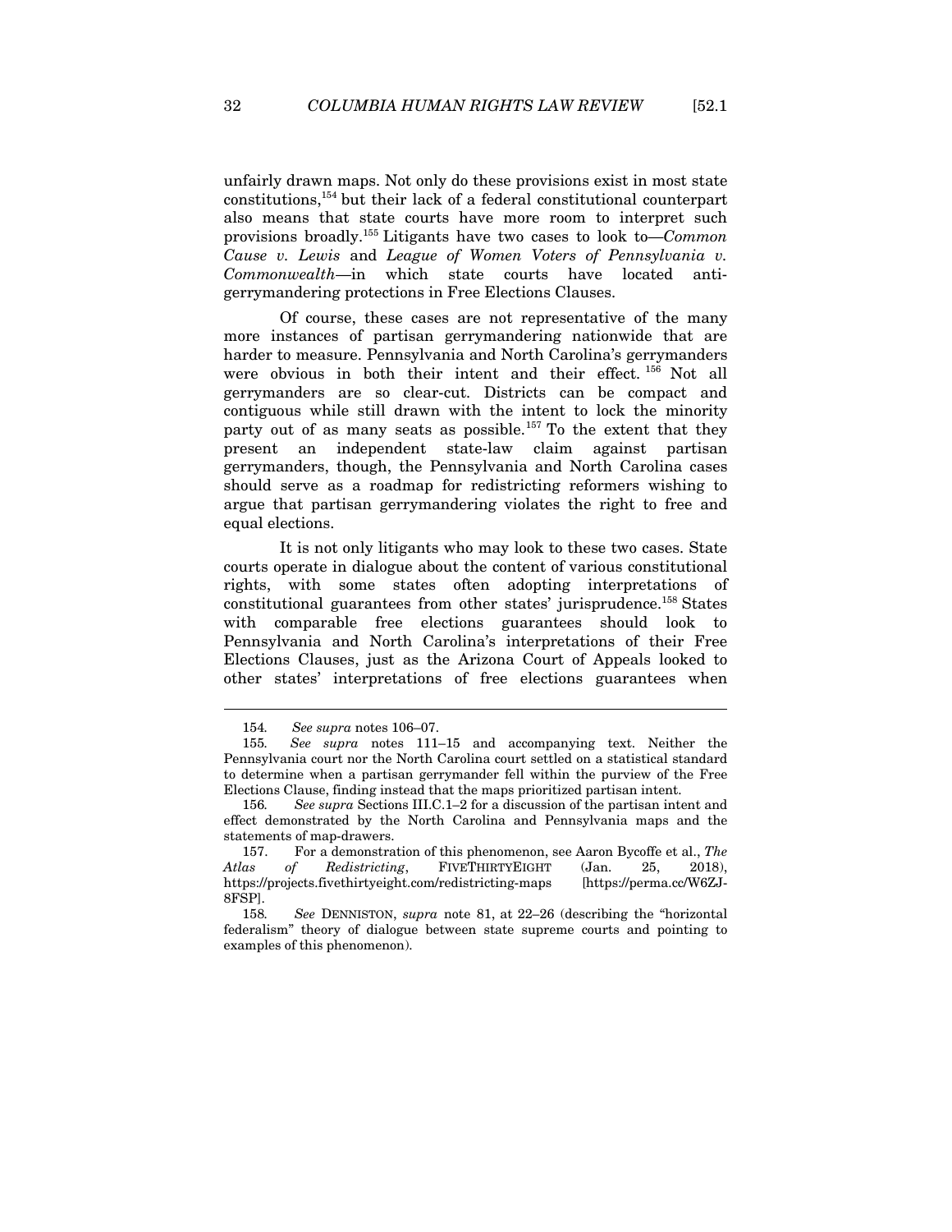unfairly drawn maps. Not only do these provisions exist in most state constitutions,[154] but their lack of a federal constitutional counterpart also means that state courts have more room to interpret such provisions broadly.[155] Litigants have two cases to look to—*Common Cause v. Lewis* and *League of Women Voters of Pennsylvania v. Commonwealth*—in which state courts have located anti-gerrymandering protections in Free Elections Clauses.

Of course, these cases are not representative of the many more instances of partisan gerrymandering nationwide that are harder to measure. Pennsylvania and North Carolina's gerrymanders were obvious in both their intent and their effect.[156] Not all gerrymanders are so clear-cut. Districts can be compact and contiguous while still drawn with the intent to lock the minority party out of as many seats as possible.[157] To the extent that they present an independent state-law claim against partisan gerrymanders, though, the Pennsylvania and North Carolina cases should serve as a roadmap for redistricting reformers wishing to argue that partisan gerrymandering violates the right to free and equal elections.

It is not only litigants who may look to these two cases. State courts operate in dialogue about the content of various constitutional rights, with some states often adopting interpretations of constitutional guarantees from other states' jurisprudence.[158] States with comparable free elections guarantees should look to Pennsylvania and North Carolina's interpretations of their Free Elections Clauses, just as the Arizona Court of Appeals looked to other states' interpretations of free elections guarantees when

---

154. *See supra* notes 106–07.

155. *See supra* notes 111–15 and accompanying text. Neither the Pennsylvania court nor the North Carolina court settled on a statistical standard to determine when a partisan gerrymander fell within the purview of the Free Elections Clause, finding instead that the maps prioritized partisan intent.

156. *See supra* Sections III.C.1–2 for a discussion of the partisan intent and effect demonstrated by the North Carolina and Pennsylvania maps and the statements of map-drawers.

157. For a demonstration of this phenomenon, see Aaron Bycoffe et al., *The Atlas of Redistricting*, FIVETHIRTYEIGHT (Jan. 25, 2018), https://projects.fivethirtyeight.com/redistricting-maps [https://perma.cc/W6ZJ-8FSP].

158. *See* DENNISTON, *supra* note 81, at 22–26 (describing the "horizontal federalism" theory of dialogue between state supreme courts and pointing to examples of this phenomenon).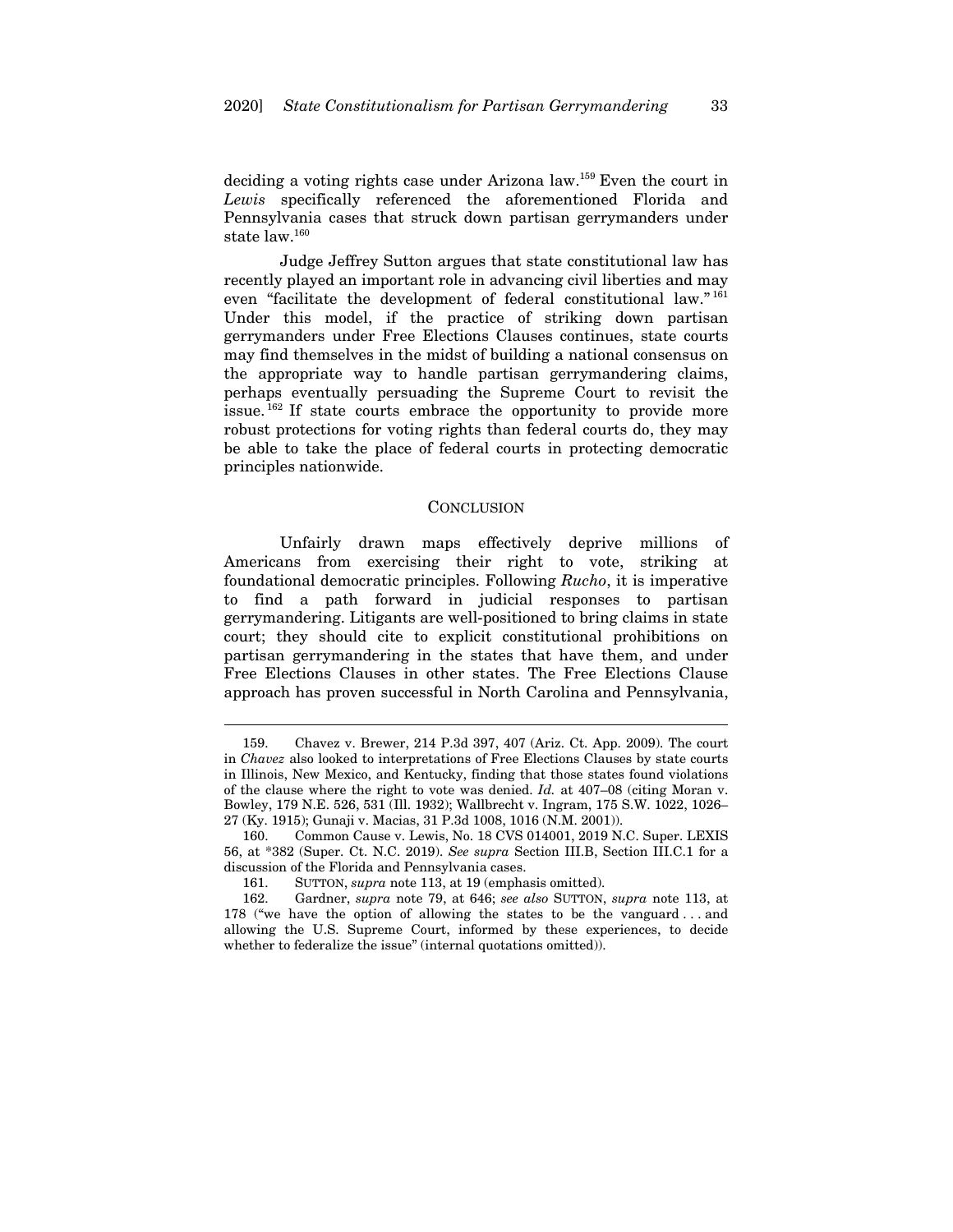deciding a voting rights case under Arizona law.[159] Even the court in *Lewis* specifically referenced the aforementioned Florida and Pennsylvania cases that struck down partisan gerrymanders under state law.[160]

Judge Jeffrey Sutton argues that state constitutional law has recently played an important role in advancing civil liberties and may even "facilitate the development of federal constitutional law."[161] Under this model, if the practice of striking down partisan gerrymanders under Free Elections Clauses continues, state courts may find themselves in the midst of building a national consensus on the appropriate way to handle partisan gerrymandering claims, perhaps eventually persuading the Supreme Court to revisit the issue.[162] If state courts embrace the opportunity to provide more robust protections for voting rights than federal courts do, they may be able to take the place of federal courts in protecting democratic principles nationwide.

## CONCLUSION

Unfairly drawn maps effectively deprive millions of Americans from exercising their right to vote, striking at foundational democratic principles. Following *Rucho*, it is imperative to find a path forward in judicial responses to partisan gerrymandering. Litigants are well-positioned to bring claims in state court; they should cite to explicit constitutional prohibitions on partisan gerrymandering in the states that have them, and under Free Elections Clauses in other states. The Free Elections Clause approach has proven successful in North Carolina and Pennsylvania,

---

159. Chavez v. Brewer, 214 P.3d 397, 407 (Ariz. Ct. App. 2009). The court in *Chavez* also looked to interpretations of Free Elections Clauses by state courts in Illinois, New Mexico, and Kentucky, finding that those states found violations of the clause where the right to vote was denied. *Id.* at 407–08 (citing Moran v. Bowley, 179 N.E. 526, 531 (Ill. 1932); Wallbrecht v. Ingram, 175 S.W. 1022, 1026–27 (Ky. 1915); Gunaji v. Macias, 31 P.3d 1008, 1016 (N.M. 2001)).

160. Common Cause v. Lewis, No. 18 CVS 014001, 2019 N.C. Super. LEXIS 56, at *382 (Super. Ct. N.C. 2019). *See supra* Section III.B, Section III.C.1 for a discussion of the Florida and Pennsylvania cases.

161. SUTTON, *supra* note 113, at 19 (emphasis omitted).

162. Gardner, *supra* note 79, at 646; *see also* SUTTON, *supra* note 113, at 178 ("we have the option of allowing the states to be the vanguard . . . and allowing the U.S. Supreme Court, informed by these experiences, to decide whether to federalize the issue" (internal quotations omitted)).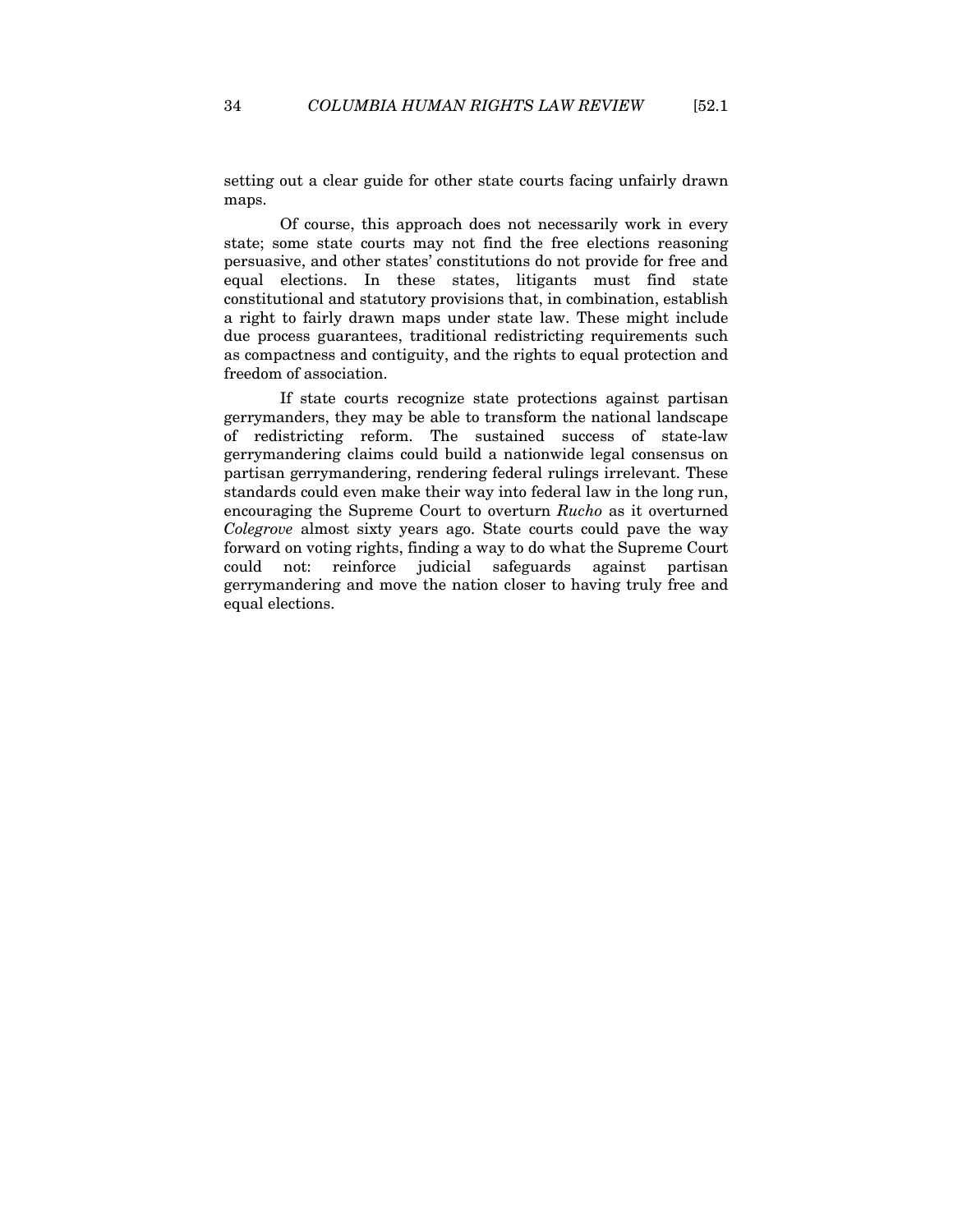setting out a clear guide for other state courts facing unfairly drawn maps.

Of course, this approach does not necessarily work in every state; some state courts may not find the free elections reasoning persuasive, and other states' constitutions do not provide for free and equal elections. In these states, litigants must find state constitutional and statutory provisions that, in combination, establish a right to fairly drawn maps under state law. These might include due process guarantees, traditional redistricting requirements such as compactness and contiguity, and the rights to equal protection and freedom of association.

If state courts recognize state protections against partisan gerrymanders, they may be able to transform the national landscape of redistricting reform. The sustained success of state-law gerrymandering claims could build a nationwide legal consensus on partisan gerrymandering, rendering federal rulings irrelevant. These standards could even make their way into federal law in the long run, encouraging the Supreme Court to overturn *Rucho* as it overturned *Colegrove* almost sixty years ago. State courts could pave the way forward on voting rights, finding a way to do what the Supreme Court could not: reinforce judicial safeguards against partisan gerrymandering and move the nation closer to having truly free and equal elections.